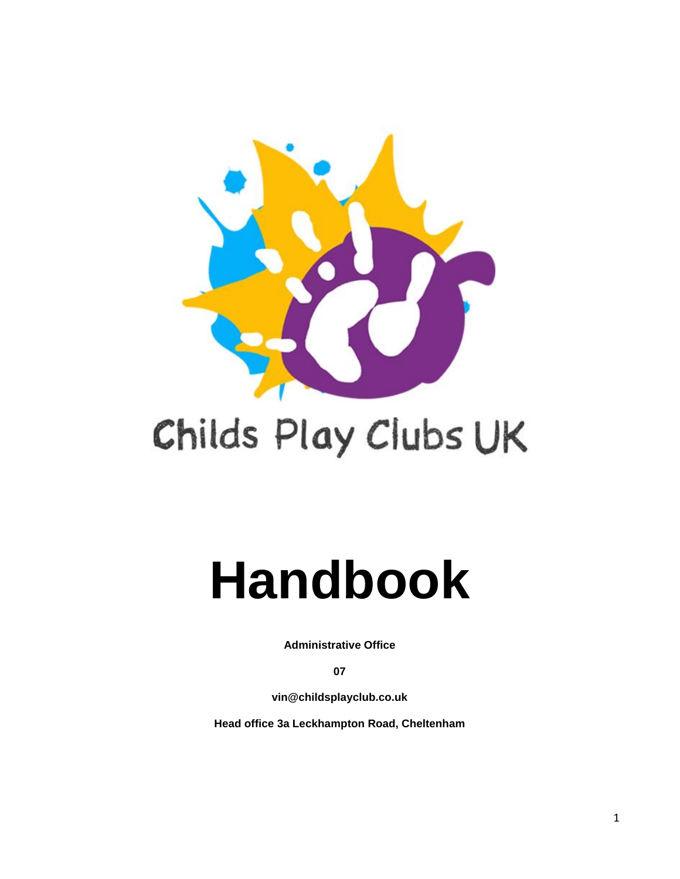Childs Play Clubs UK

# Handbook

**Administrative Office**

**07**

**vin@childsplayclub.co.uk**

**Head office 3a Leckhampton Road, Cheltenham**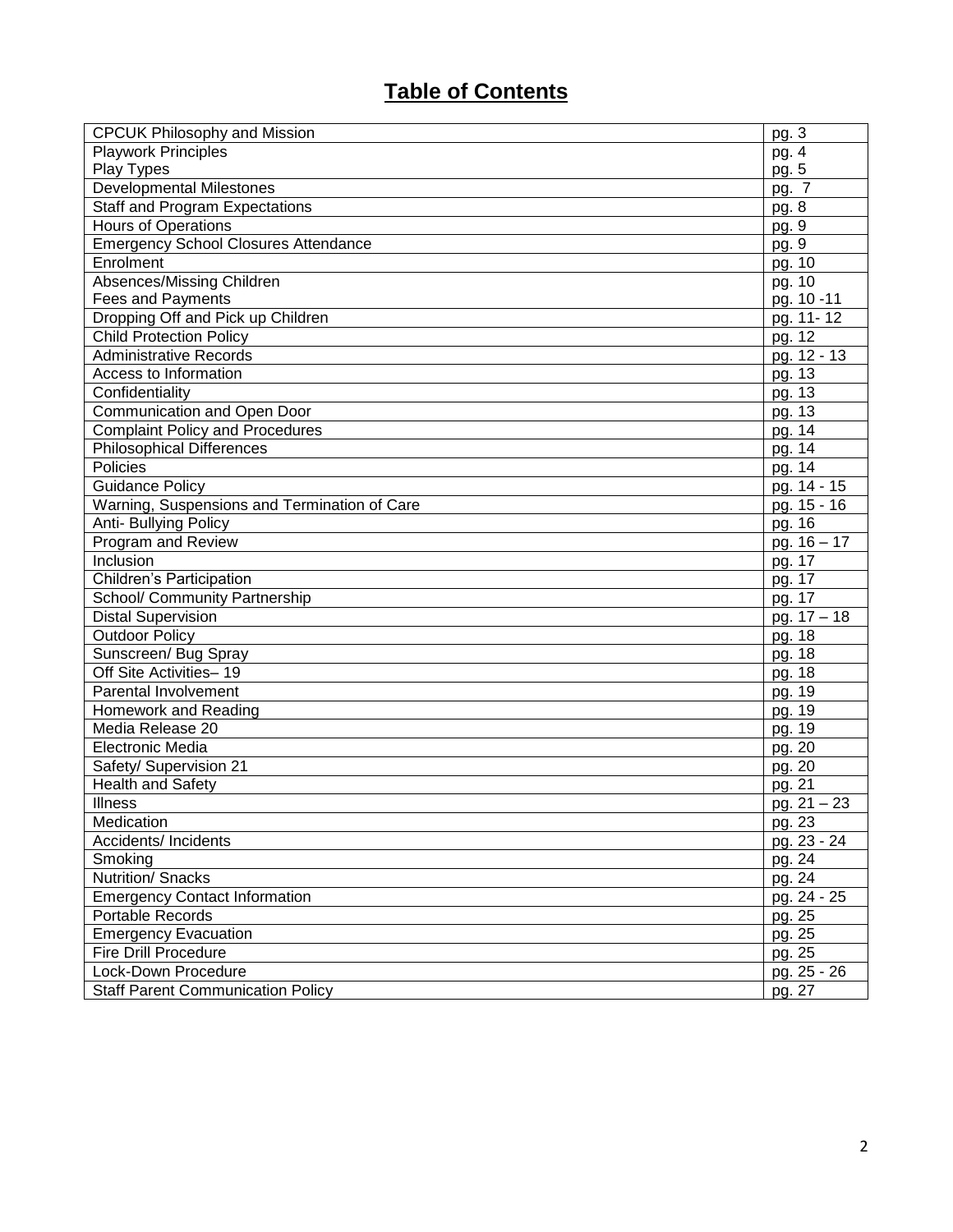# Table of Contents

| | |
|---|---|
| CPCUK Philosophy and Mission | pg. 3 |
| Playwork Principles<br>Play Types | pg. 4<br>pg. 5 |
| Developmental Milestones | pg. 7 |
| Staff and Program Expectations | pg. 8 |
| Hours of Operations | pg. 9 |
| Emergency School Closures Attendance | pg. 9 |
| Enrolment | pg. 10 |
| Absences/Missing Children<br>Fees and Payments | pg. 10<br>pg. 10 -11 |
| Dropping Off and Pick up Children | pg. 11- 12 |
| Child Protection Policy | pg. 12 |
| Administrative Records | pg. 12 - 13 |
| Access to Information | pg. 13 |
| Confidentiality | pg. 13 |
| Communication and Open Door | pg. 13 |
| Complaint Policy and Procedures | pg. 14 |
| Philosophical Differences | pg. 14 |
| Policies | pg. 14 |
| Guidance Policy | pg. 14 - 15 |
| Warning, Suspensions and Termination of Care | pg. 15 - 16 |
| Anti- Bullying Policy | pg. 16 |
| Program and Review | pg. 16 – 17 |
| Inclusion | pg. 17 |
| Children's Participation | pg. 17 |
| School/ Community Partnership | pg. 17 |
| Distal Supervision | pg. 17 – 18 |
| Outdoor Policy | pg. 18 |
| Sunscreen/ Bug Spray | pg. 18 |
| Off Site Activities– 19 | pg. 18 |
| Parental Involvement | pg. 19 |
| Homework and Reading | pg. 19 |
| Media Release 20 | pg. 19 |
| Electronic Media | pg. 20 |
| Safety/ Supervision 21 | pg. 20 |
| Health and Safety | pg. 21 |
| Illness | pg. 21 – 23 |
| Medication | pg. 23 |
| Accidents/ Incidents | pg. 23 - 24 |
| Smoking | pg. 24 |
| Nutrition/ Snacks | pg. 24 |
| Emergency Contact Information | pg. 24 - 25 |
| Portable Records | pg. 25 |
| Emergency Evacuation | pg. 25 |
| Fire Drill Procedure | pg. 25 |
| Lock-Down Procedure | pg. 25 - 26 |
| Staff Parent Communication Policy | pg. 27 |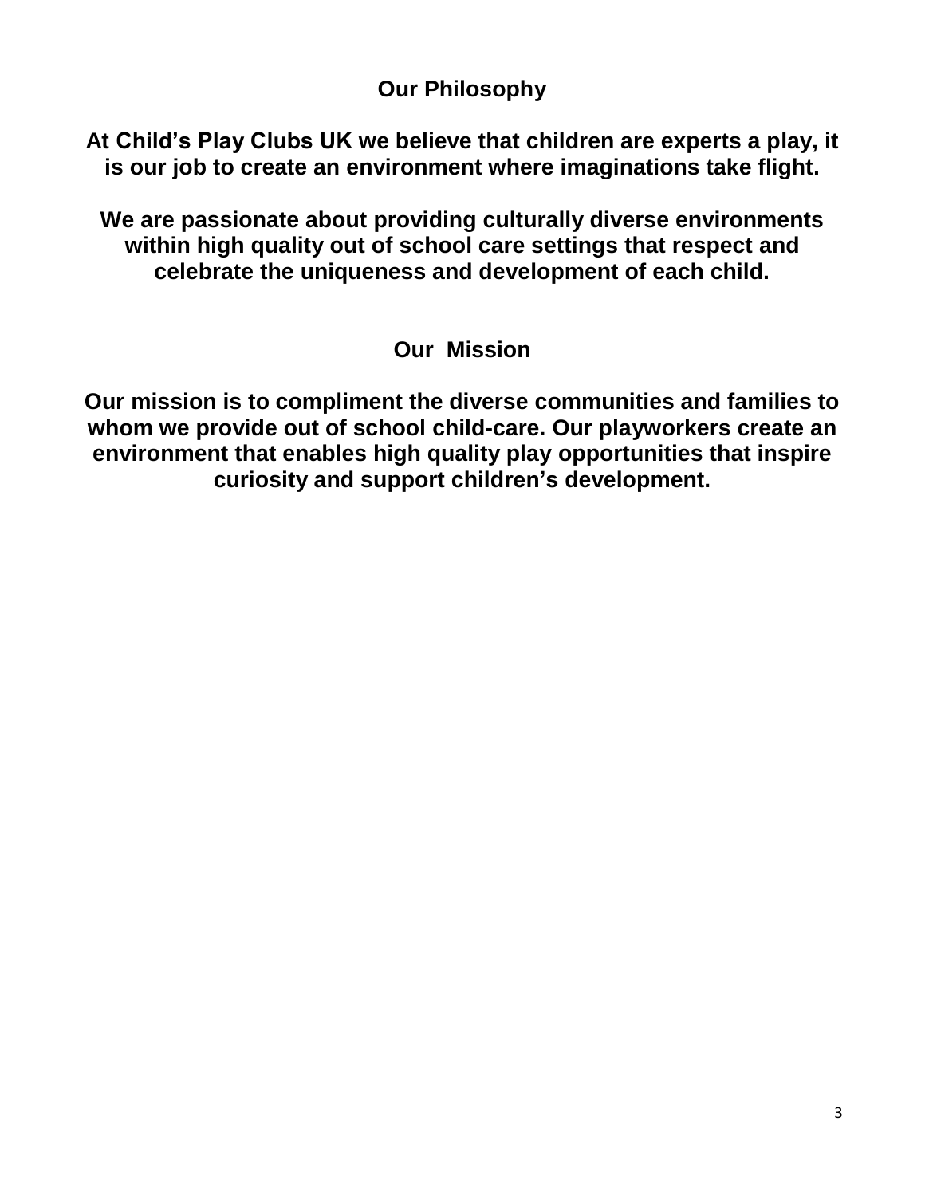## Our Philosophy

**At Child's Play Clubs UK we believe that children are experts a play, it is our job to create an environment where imaginations take flight.**

**We are passionate about providing culturally diverse environments within high quality out of school care settings that respect and celebrate the uniqueness and development of each child.**

## Our Mission

**Our mission is to compliment the diverse communities and families to whom we provide out of school child-care. Our playworkers create an environment that enables high quality play opportunities that inspire curiosity and support children's development.**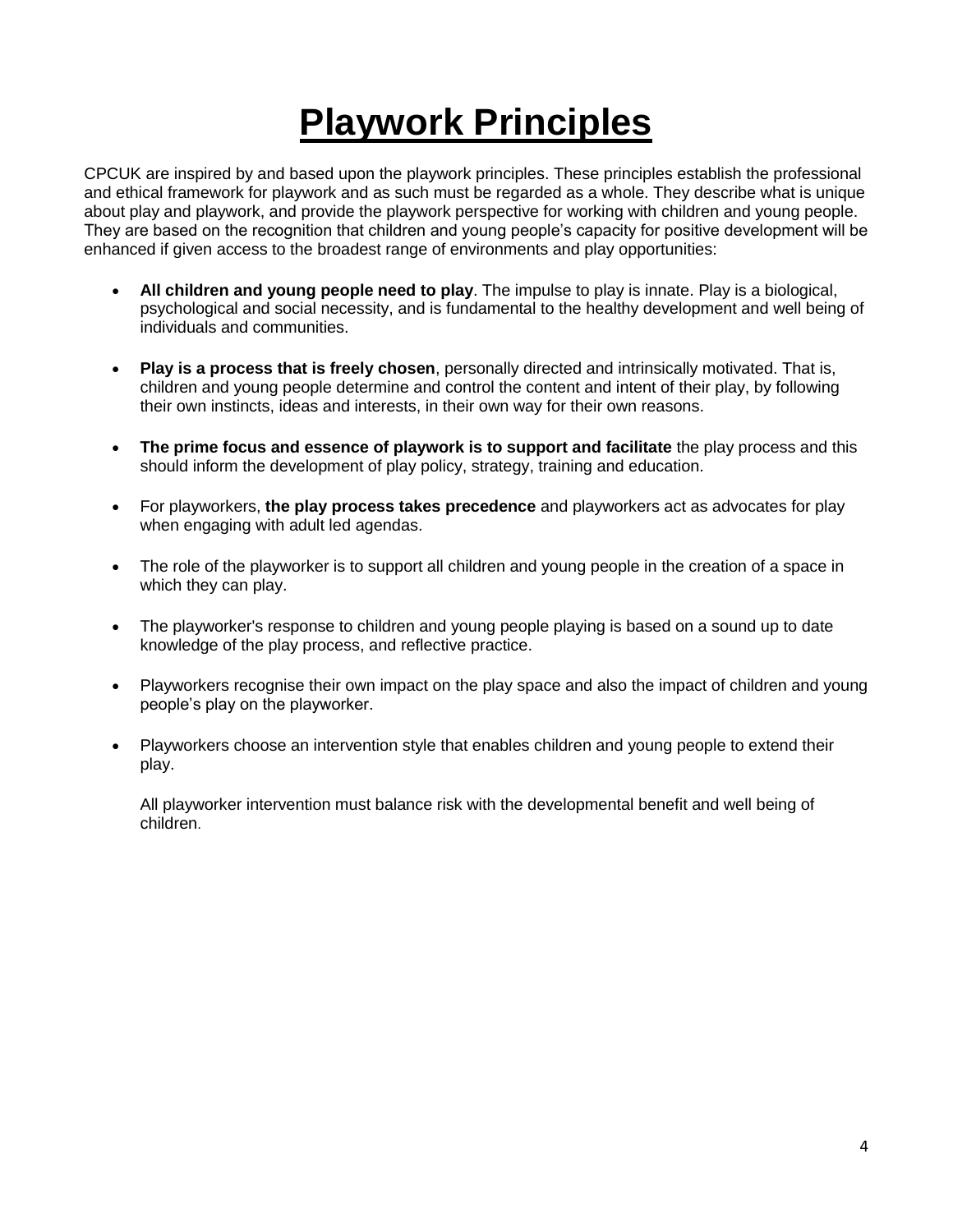# Playwork Principles

CPCUK are inspired by and based upon the playwork principles. These principles establish the professional and ethical framework for playwork and as such must be regarded as a whole. They describe what is unique about play and playwork, and provide the playwork perspective for working with children and young people. They are based on the recognition that children and young people's capacity for positive development will be enhanced if given access to the broadest range of environments and play opportunities:

- **All children and young people need to play**. The impulse to play is innate. Play is a biological, psychological and social necessity, and is fundamental to the healthy development and well being of individuals and communities.
- **Play is a process that is freely chosen**, personally directed and intrinsically motivated. That is, children and young people determine and control the content and intent of their play, by following their own instincts, ideas and interests, in their own way for their own reasons.
- **The prime focus and essence of playwork is to support and facilitate** the play process and this should inform the development of play policy, strategy, training and education.
- For playworkers, **the play process takes precedence** and playworkers act as advocates for play when engaging with adult led agendas.
- The role of the playworker is to support all children and young people in the creation of a space in which they can play.
- The playworker's response to children and young people playing is based on a sound up to date knowledge of the play process, and reflective practice.
- Playworkers recognise their own impact on the play space and also the impact of children and young people's play on the playworker.
- Playworkers choose an intervention style that enables children and young people to extend their play.

  All playworker intervention must balance risk with the developmental benefit and well being of children.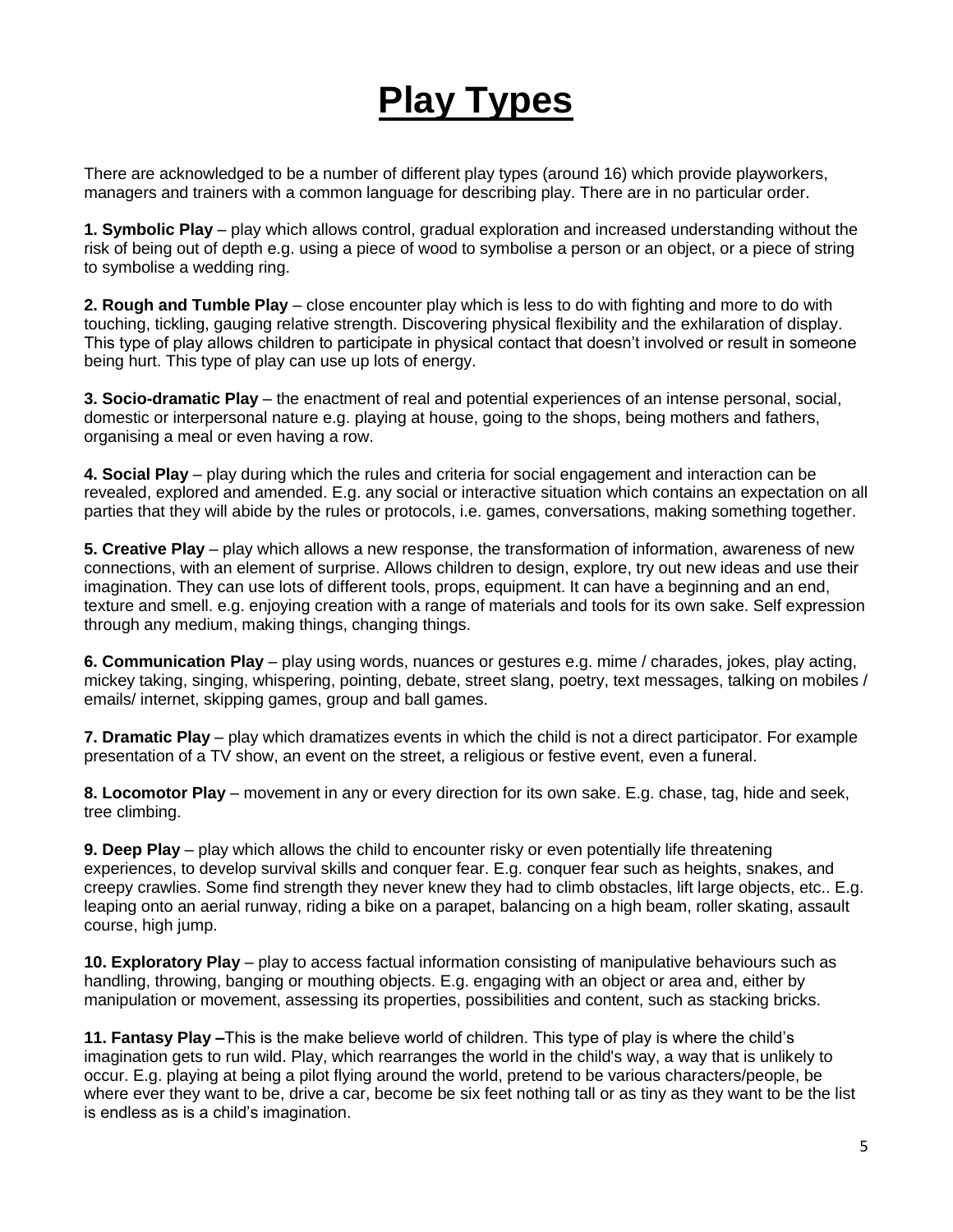# Play Types

There are acknowledged to be a number of different play types (around 16) which provide playworkers, managers and trainers with a common language for describing play. There are in no particular order.

**1. Symbolic Play** – play which allows control, gradual exploration and increased understanding without the risk of being out of depth e.g. using a piece of wood to symbolise a person or an object, or a piece of string to symbolise a wedding ring.

**2. Rough and Tumble Play** – close encounter play which is less to do with fighting and more to do with touching, tickling, gauging relative strength. Discovering physical flexibility and the exhilaration of display. This type of play allows children to participate in physical contact that doesn't involved or result in someone being hurt. This type of play can use up lots of energy.

**3. Socio-dramatic Play** – the enactment of real and potential experiences of an intense personal, social, domestic or interpersonal nature e.g. playing at house, going to the shops, being mothers and fathers, organising a meal or even having a row.

**4. Social Play** – play during which the rules and criteria for social engagement and interaction can be revealed, explored and amended. E.g. any social or interactive situation which contains an expectation on all parties that they will abide by the rules or protocols, i.e. games, conversations, making something together.

**5. Creative Play** – play which allows a new response, the transformation of information, awareness of new connections, with an element of surprise. Allows children to design, explore, try out new ideas and use their imagination. They can use lots of different tools, props, equipment. It can have a beginning and an end, texture and smell. e.g. enjoying creation with a range of materials and tools for its own sake. Self expression through any medium, making things, changing things.

**6. Communication Play** – play using words, nuances or gestures e.g. mime / charades, jokes, play acting, mickey taking, singing, whispering, pointing, debate, street slang, poetry, text messages, talking on mobiles / emails/ internet, skipping games, group and ball games.

**7. Dramatic Play** – play which dramatizes events in which the child is not a direct participator. For example presentation of a TV show, an event on the street, a religious or festive event, even a funeral.

**8. Locomotor Play** – movement in any or every direction for its own sake. E.g. chase, tag, hide and seek, tree climbing.

**9. Deep Play** – play which allows the child to encounter risky or even potentially life threatening experiences, to develop survival skills and conquer fear. E.g. conquer fear such as heights, snakes, and creepy crawlies. Some find strength they never knew they had to climb obstacles, lift large objects, etc.. E.g. leaping onto an aerial runway, riding a bike on a parapet, balancing on a high beam, roller skating, assault course, high jump.

**10. Exploratory Play** – play to access factual information consisting of manipulative behaviours such as handling, throwing, banging or mouthing objects. E.g. engaging with an object or area and, either by manipulation or movement, assessing its properties, possibilities and content, such as stacking bricks.

**11. Fantasy Play –**This is the make believe world of children. This type of play is where the child's imagination gets to run wild. Play, which rearranges the world in the child's way, a way that is unlikely to occur. E.g. playing at being a pilot flying around the world, pretend to be various characters/people, be where ever they want to be, drive a car, become be six feet nothing tall or as tiny as they want to be the list is endless as is a child's imagination.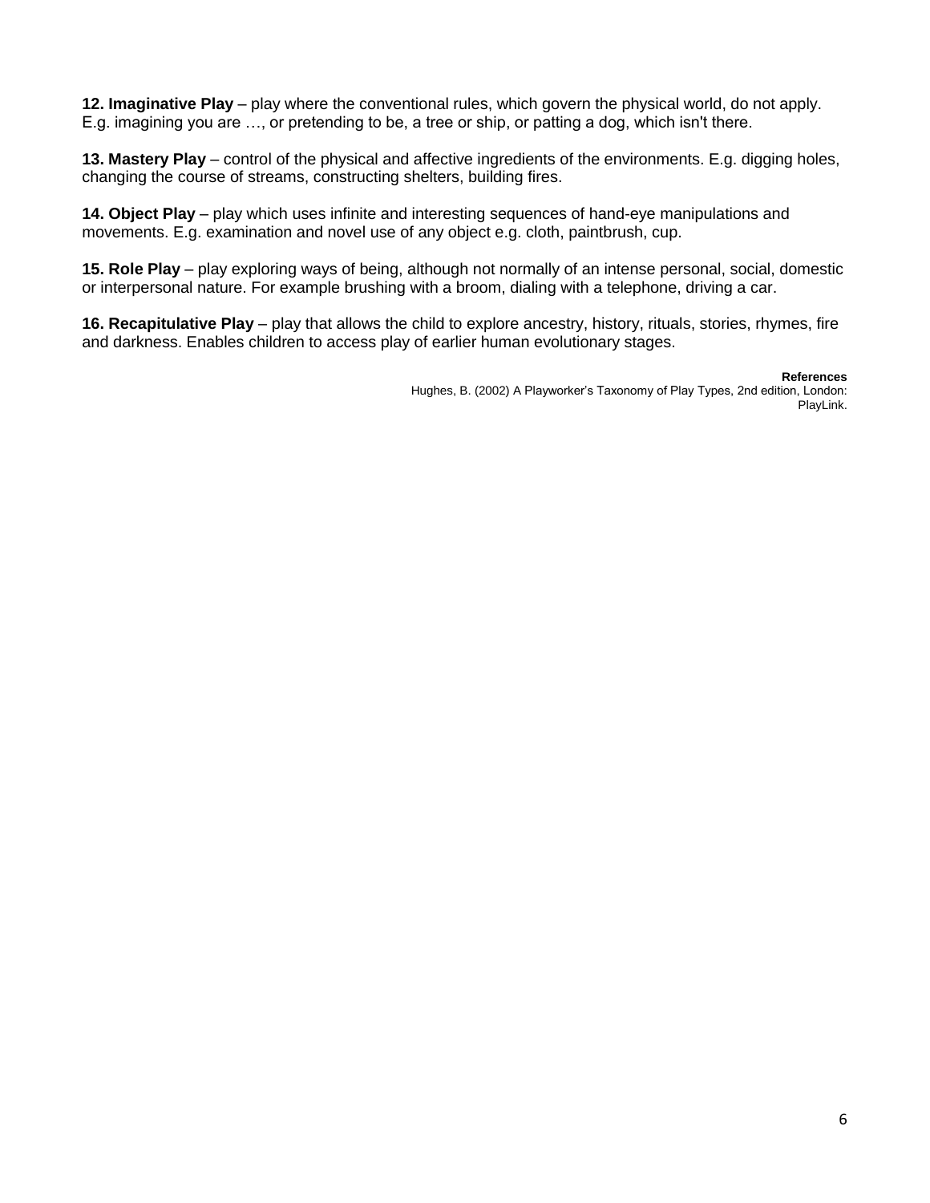**12. Imaginative Play** – play where the conventional rules, which govern the physical world, do not apply. E.g. imagining you are …, or pretending to be, a tree or ship, or patting a dog, which isn't there.

**13. Mastery Play** – control of the physical and affective ingredients of the environments. E.g. digging holes, changing the course of streams, constructing shelters, building fires.

**14. Object Play** – play which uses infinite and interesting sequences of hand-eye manipulations and movements. E.g. examination and novel use of any object e.g. cloth, paintbrush, cup.

**15. Role Play** – play exploring ways of being, although not normally of an intense personal, social, domestic or interpersonal nature. For example brushing with a broom, dialing with a telephone, driving a car.

**16. Recapitulative Play** – play that allows the child to explore ancestry, history, rituals, stories, rhymes, fire and darkness. Enables children to access play of earlier human evolutionary stages.

**References**

Hughes, B. (2002) A Playworker's Taxonomy of Play Types, 2nd edition, London: PlayLink.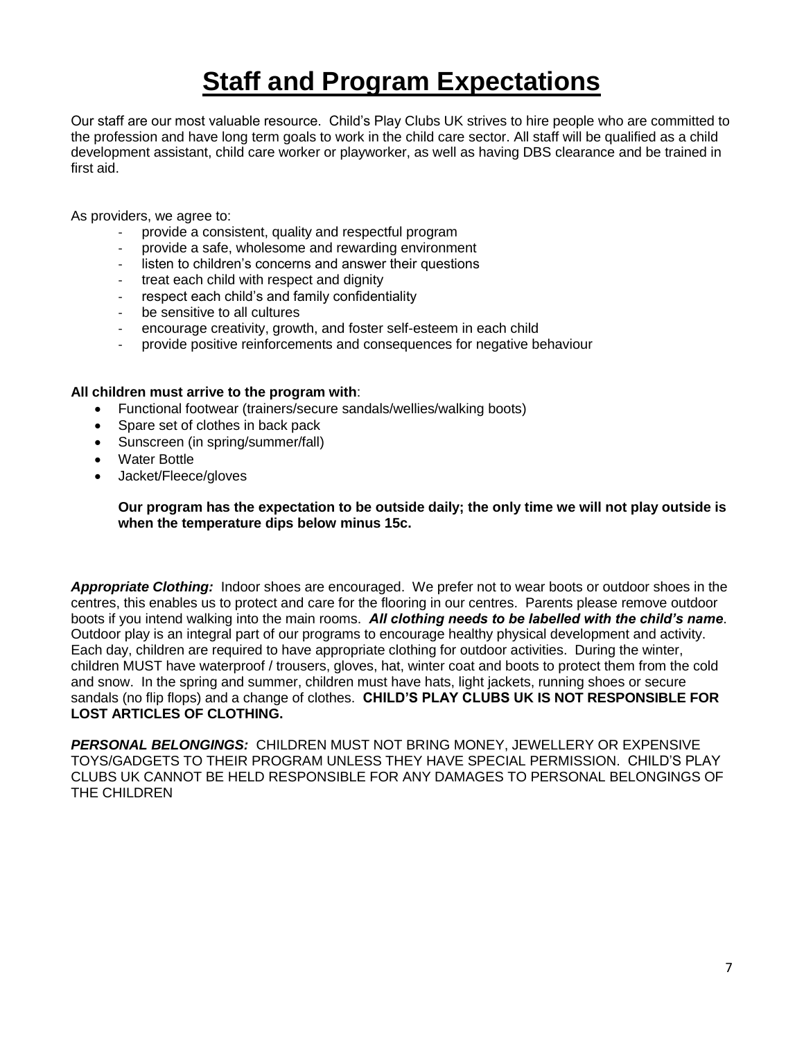# Staff and Program Expectations

Our staff are our most valuable resource. Child's Play Clubs UK strives to hire people who are committed to the profession and have long term goals to work in the child care sector. All staff will be qualified as a child development assistant, child care worker or playworker, as well as having DBS clearance and be trained in first aid.

As providers, we agree to:

- provide a consistent, quality and respectful program
- provide a safe, wholesome and rewarding environment
- listen to children's concerns and answer their questions
- treat each child with respect and dignity
- respect each child's and family confidentiality
- be sensitive to all cultures
- encourage creativity, growth, and foster self-esteem in each child
- provide positive reinforcements and consequences for negative behaviour

**All children must arrive to the program with**:

- Functional footwear (trainers/secure sandals/wellies/walking boots)
- Spare set of clothes in back pack
- Sunscreen (in spring/summer/fall)
- Water Bottle
- Jacket/Fleece/gloves

**Our program has the expectation to be outside daily; the only time we will not play outside is when the temperature dips below minus 15c.**

***Appropriate Clothing:*** Indoor shoes are encouraged. We prefer not to wear boots or outdoor shoes in the centres, this enables us to protect and care for the flooring in our centres. Parents please remove outdoor boots if you intend walking into the main rooms. ***All clothing needs to be labelled with the child's name***. Outdoor play is an integral part of our programs to encourage healthy physical development and activity. Each day, children are required to have appropriate clothing for outdoor activities. During the winter, children MUST have waterproof / trousers, gloves, hat, winter coat and boots to protect them from the cold and snow. In the spring and summer, children must have hats, light jackets, running shoes or secure sandals (no flip flops) and a change of clothes. **CHILD'S PLAY CLUBS UK IS NOT RESPONSIBLE FOR LOST ARTICLES OF CLOTHING.**

***PERSONAL BELONGINGS:*** CHILDREN MUST NOT BRING MONEY, JEWELLERY OR EXPENSIVE TOYS/GADGETS TO THEIR PROGRAM UNLESS THEY HAVE SPECIAL PERMISSION. CHILD'S PLAY CLUBS UK CANNOT BE HELD RESPONSIBLE FOR ANY DAMAGES TO PERSONAL BELONGINGS OF THE CHILDREN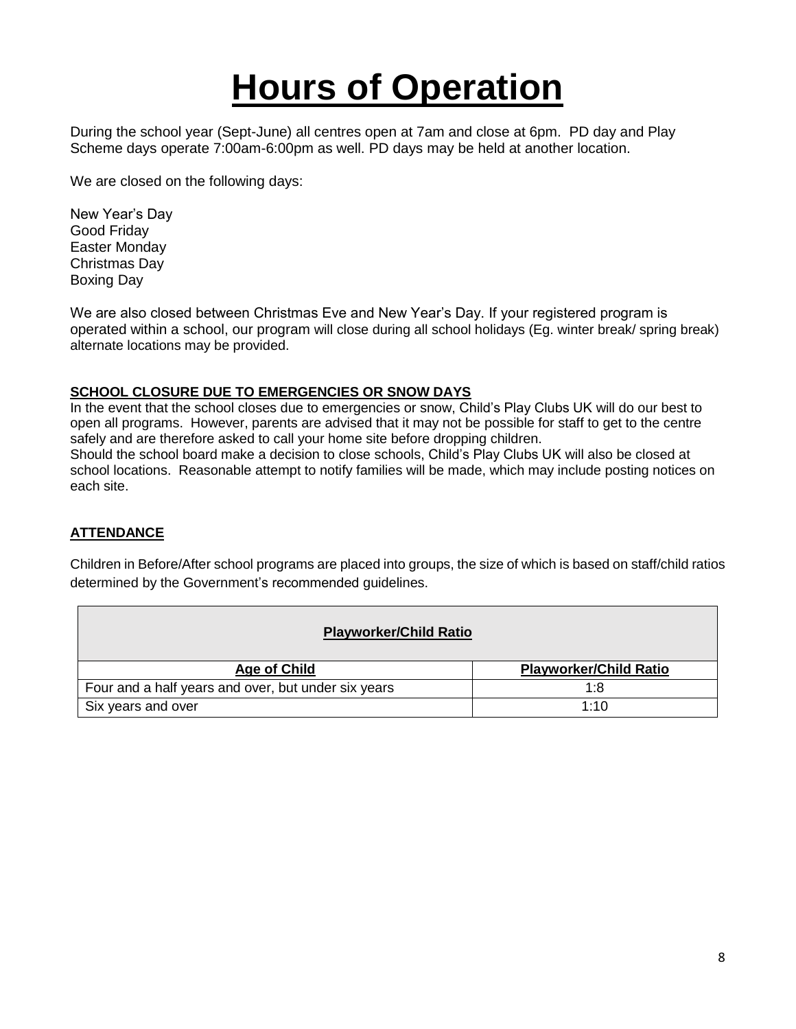# Hours of Operation

During the school year (Sept-June) all centres open at 7am and close at 6pm. PD day and Play Scheme days operate 7:00am-6:00pm as well. PD days may be held at another location.

We are closed on the following days:

New Year's Day
Good Friday
Easter Monday
Christmas Day
Boxing Day

We are also closed between Christmas Eve and New Year's Day. If your registered program is operated within a school, our program will close during all school holidays (Eg. winter break/ spring break) alternate locations may be provided.

**SCHOOL CLOSURE DUE TO EMERGENCIES OR SNOW DAYS**

In the event that the school closes due to emergencies or snow, Child's Play Clubs UK will do our best to open all programs. However, parents are advised that it may not be possible for staff to get to the centre safely and are therefore asked to call your home site before dropping children.
Should the school board make a decision to close schools, Child's Play Clubs UK will also be closed at school locations. Reasonable attempt to notify families will be made, which may include posting notices on each site.

**ATTENDANCE**

Children in Before/After school programs are placed into groups, the size of which is based on staff/child ratios determined by the Government's recommended guidelines.

| **Playworker/Child Ratio** | |
|---|---|
| **Age of Child** | **Playworker/Child Ratio** |
| Four and a half years and over, but under six years | 1:8 |
| Six years and over | 1:10 |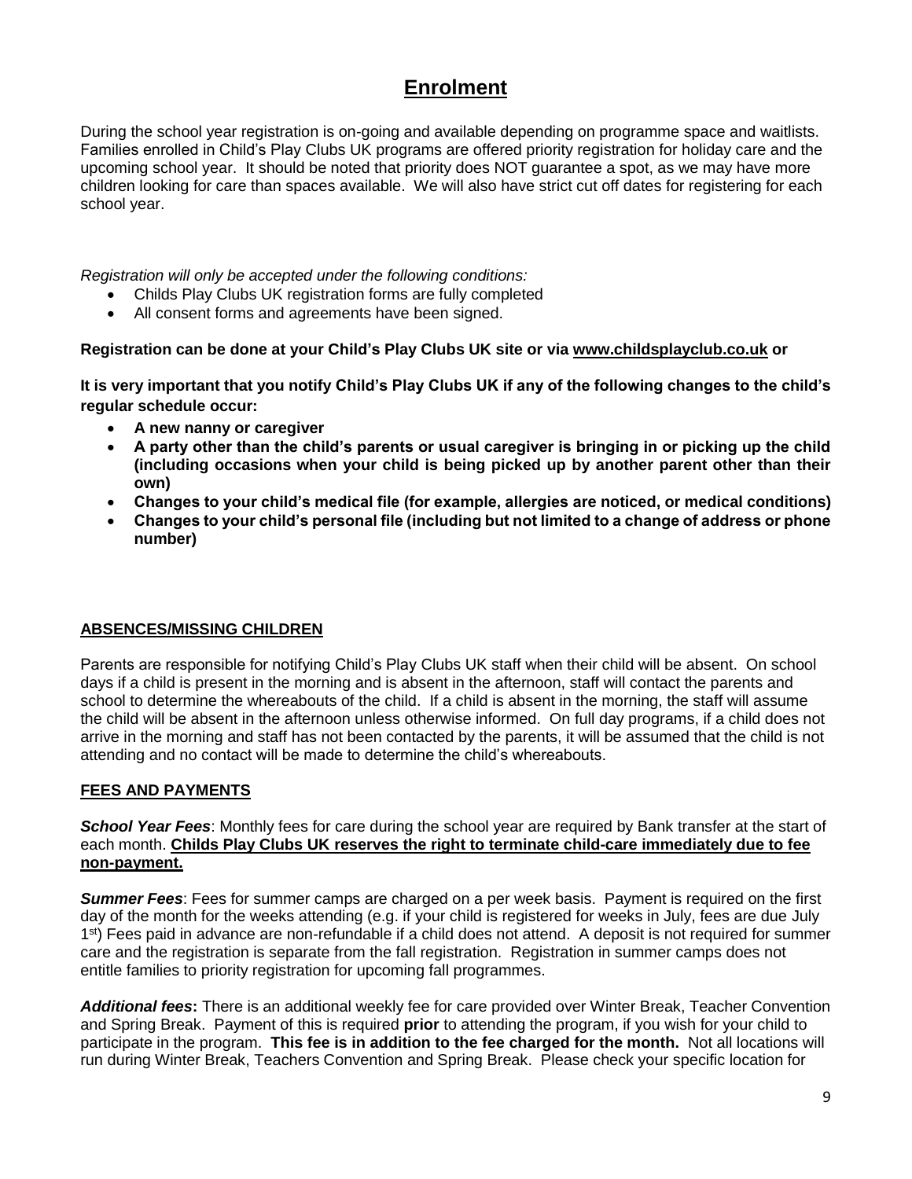# Enrolment

During the school year registration is on-going and available depending on programme space and waitlists. Families enrolled in Child's Play Clubs UK programs are offered priority registration for holiday care and the upcoming school year. It should be noted that priority does NOT guarantee a spot, as we may have more children looking for care than spaces available. We will also have strict cut off dates for registering for each school year.

*Registration will only be accepted under the following conditions:*

- Childs Play Clubs UK registration forms are fully completed
- All consent forms and agreements have been signed.

**Registration can be done at your Child's Play Clubs UK site or via www.childsplayclub.co.uk or**

**It is very important that you notify Child's Play Clubs UK if any of the following changes to the child's regular schedule occur:**

- **A new nanny or caregiver**
- **A party other than the child's parents or usual caregiver is bringing in or picking up the child (including occasions when your child is being picked up by another parent other than their own)**
- **Changes to your child's medical file (for example, allergies are noticed, or medical conditions)**
- **Changes to your child's personal file (including but not limited to a change of address or phone number)**

## ABSENCES/MISSING CHILDREN

Parents are responsible for notifying Child's Play Clubs UK staff when their child will be absent. On school days if a child is present in the morning and is absent in the afternoon, staff will contact the parents and school to determine the whereabouts of the child. If a child is absent in the morning, the staff will assume the child will be absent in the afternoon unless otherwise informed. On full day programs, if a child does not arrive in the morning and staff has not been contacted by the parents, it will be assumed that the child is not attending and no contact will be made to determine the child's whereabouts.

## FEES AND PAYMENTS

***School Year Fees***: Monthly fees for care during the school year are required by Bank transfer at the start of each month. **Childs Play Clubs UK reserves the right to terminate child-care immediately due to fee non-payment.**

***Summer Fees***: Fees for summer camps are charged on a per week basis. Payment is required on the first day of the month for the weeks attending (e.g. if your child is registered for weeks in July, fees are due July 1st) Fees paid in advance are non-refundable if a child does not attend. A deposit is not required for summer care and the registration is separate from the fall registration. Registration in summer camps does not entitle families to priority registration for upcoming fall programmes.

***Additional fees*****:** There is an additional weekly fee for care provided over Winter Break, Teacher Convention and Spring Break. Payment of this is required **prior** to attending the program, if you wish for your child to participate in the program. **This fee is in addition to the fee charged for the month.** Not all locations will run during Winter Break, Teachers Convention and Spring Break. Please check your specific location for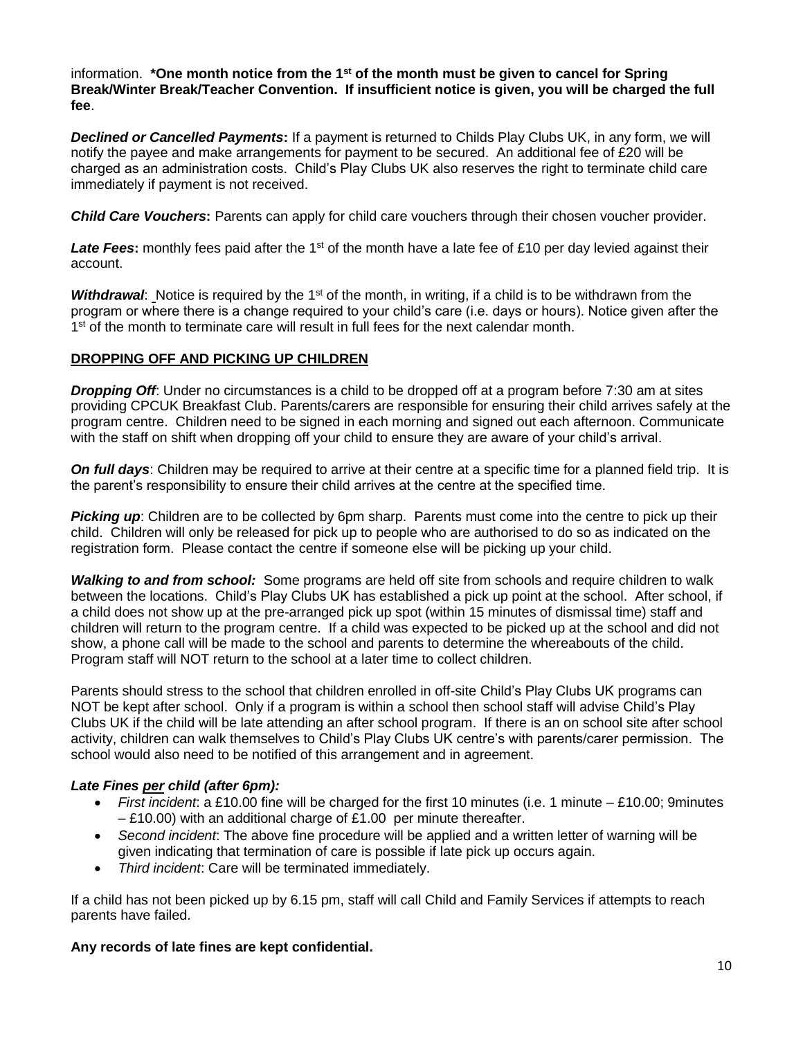information. ***One month notice from the 1st of the month must be given to cancel for Spring Break/Winter Break/Teacher Convention. If insufficient notice is given, you will be charged the full fee**.

***Declined or Cancelled Payments*:** If a payment is returned to Childs Play Clubs UK, in any form, we will notify the payee and make arrangements for payment to be secured. An additional fee of £20 will be charged as an administration costs. Child's Play Clubs UK also reserves the right to terminate child care immediately if payment is not received.

***Child Care Vouchers*:** Parents can apply for child care vouchers through their chosen voucher provider.

***Late Fees*:** monthly fees paid after the 1st of the month have a late fee of £10 per day levied against their account.

***Withdrawal***: Notice is required by the 1st of the month, in writing, if a child is to be withdrawn from the program or where there is a change required to your child's care (i.e. days or hours). Notice given after the 1st of the month to terminate care will result in full fees for the next calendar month.

## DROPPING OFF AND PICKING UP CHILDREN

***Dropping Off***: Under no circumstances is a child to be dropped off at a program before 7:30 am at sites providing CPCUK Breakfast Club. Parents/carers are responsible for ensuring their child arrives safely at the program centre. Children need to be signed in each morning and signed out each afternoon. Communicate with the staff on shift when dropping off your child to ensure they are aware of your child's arrival.

***On full days***: Children may be required to arrive at their centre at a specific time for a planned field trip. It is the parent's responsibility to ensure their child arrives at the centre at the specified time.

***Picking up***: Children are to be collected by 6pm sharp. Parents must come into the centre to pick up their child. Children will only be released for pick up to people who are authorised to do so as indicated on the registration form. Please contact the centre if someone else will be picking up your child.

***Walking to and from school:*** Some programs are held off site from schools and require children to walk between the locations. Child's Play Clubs UK has established a pick up point at the school. After school, if a child does not show up at the pre-arranged pick up spot (within 15 minutes of dismissal time) staff and children will return to the program centre. If a child was expected to be picked up at the school and did not show, a phone call will be made to the school and parents to determine the whereabouts of the child. Program staff will NOT return to the school at a later time to collect children.

Parents should stress to the school that children enrolled in off-site Child's Play Clubs UK programs can NOT be kept after school. Only if a program is within a school then school staff will advise Child's Play Clubs UK if the child will be late attending an after school program. If there is an on school site after school activity, children can walk themselves to Child's Play Clubs UK centre's with parents/carer permission. The school would also need to be notified of this arrangement and in agreement.

***Late Fines per child (after 6pm):***

- *First incident*: a £10.00 fine will be charged for the first 10 minutes (i.e. 1 minute – £10.00; 9minutes – £10.00) with an additional charge of £1.00 per minute thereafter.
- *Second incident*: The above fine procedure will be applied and a written letter of warning will be given indicating that termination of care is possible if late pick up occurs again.
- *Third incident*: Care will be terminated immediately.

If a child has not been picked up by 6.15 pm, staff will call Child and Family Services if attempts to reach parents have failed.

**Any records of late fines are kept confidential.**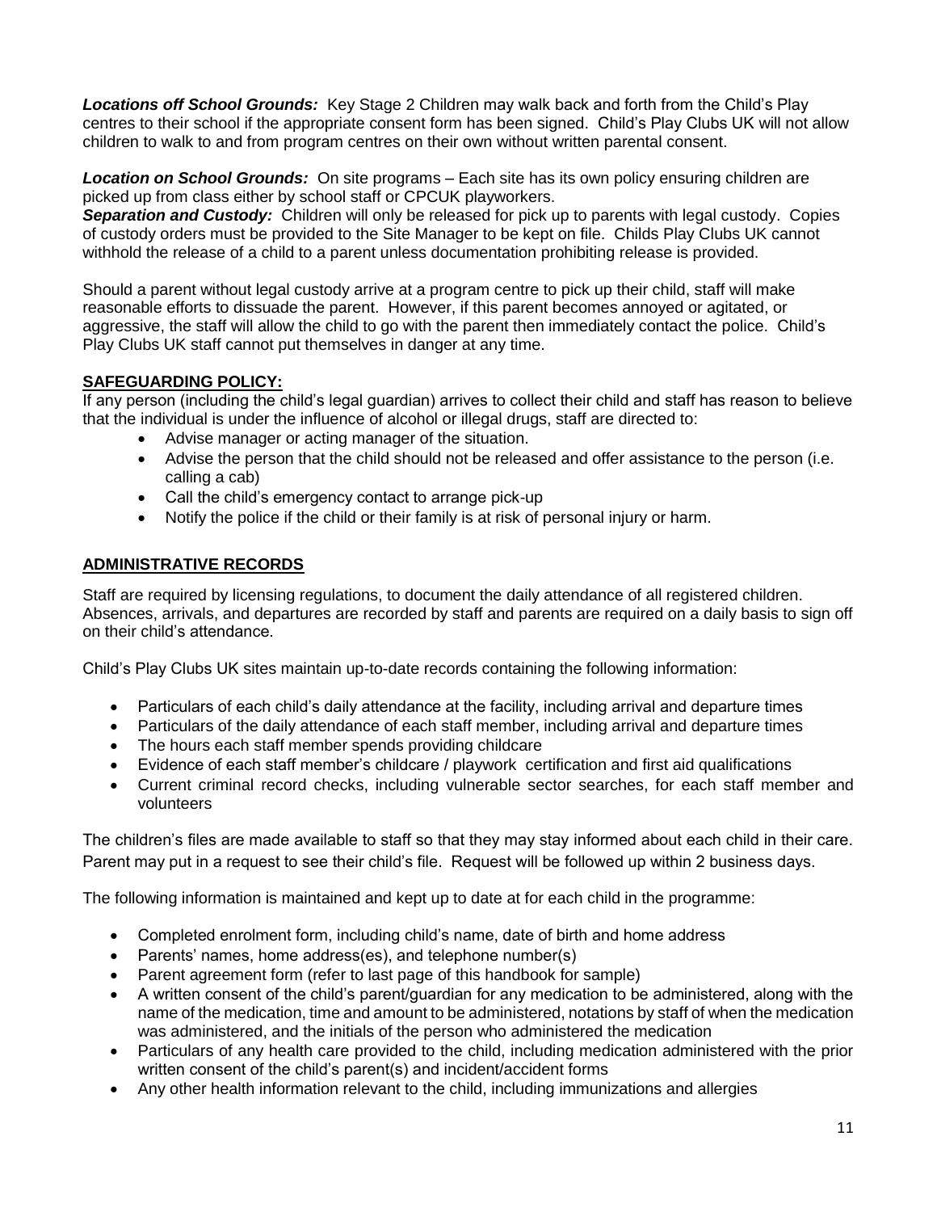***Locations off School Grounds:*** Key Stage 2 Children may walk back and forth from the Child's Play centres to their school if the appropriate consent form has been signed. Child's Play Clubs UK will not allow children to walk to and from program centres on their own without written parental consent.

***Location on School Grounds:*** On site programs – Each site has its own policy ensuring children are picked up from class either by school staff or CPCUK playworkers.

***Separation and Custody:*** Children will only be released for pick up to parents with legal custody. Copies of custody orders must be provided to the Site Manager to be kept on file. Childs Play Clubs UK cannot withhold the release of a child to a parent unless documentation prohibiting release is provided.

Should a parent without legal custody arrive at a program centre to pick up their child, staff will make reasonable efforts to dissuade the parent. However, if this parent becomes annoyed or agitated, or aggressive, the staff will allow the child to go with the parent then immediately contact the police. Child's Play Clubs UK staff cannot put themselves in danger at any time.

## SAFEGUARDING POLICY:

If any person (including the child's legal guardian) arrives to collect their child and staff has reason to believe that the individual is under the influence of alcohol or illegal drugs, staff are directed to:

- Advise manager or acting manager of the situation.
- Advise the person that the child should not be released and offer assistance to the person (i.e. calling a cab)
- Call the child's emergency contact to arrange pick-up
- Notify the police if the child or their family is at risk of personal injury or harm.

## ADMINISTRATIVE RECORDS

Staff are required by licensing regulations, to document the daily attendance of all registered children. Absences, arrivals, and departures are recorded by staff and parents are required on a daily basis to sign off on their child's attendance.

Child's Play Clubs UK sites maintain up-to-date records containing the following information:

- Particulars of each child's daily attendance at the facility, including arrival and departure times
- Particulars of the daily attendance of each staff member, including arrival and departure times
- The hours each staff member spends providing childcare
- Evidence of each staff member's childcare / playwork certification and first aid qualifications
- Current criminal record checks, including vulnerable sector searches, for each staff member and volunteers

The children's files are made available to staff so that they may stay informed about each child in their care. Parent may put in a request to see their child's file. Request will be followed up within 2 business days.

The following information is maintained and kept up to date at for each child in the programme:

- Completed enrolment form, including child's name, date of birth and home address
- Parents' names, home address(es), and telephone number(s)
- Parent agreement form (refer to last page of this handbook for sample)
- A written consent of the child's parent/guardian for any medication to be administered, along with the name of the medication, time and amount to be administered, notations by staff of when the medication was administered, and the initials of the person who administered the medication
- Particulars of any health care provided to the child, including medication administered with the prior written consent of the child's parent(s) and incident/accident forms
- Any other health information relevant to the child, including immunizations and allergies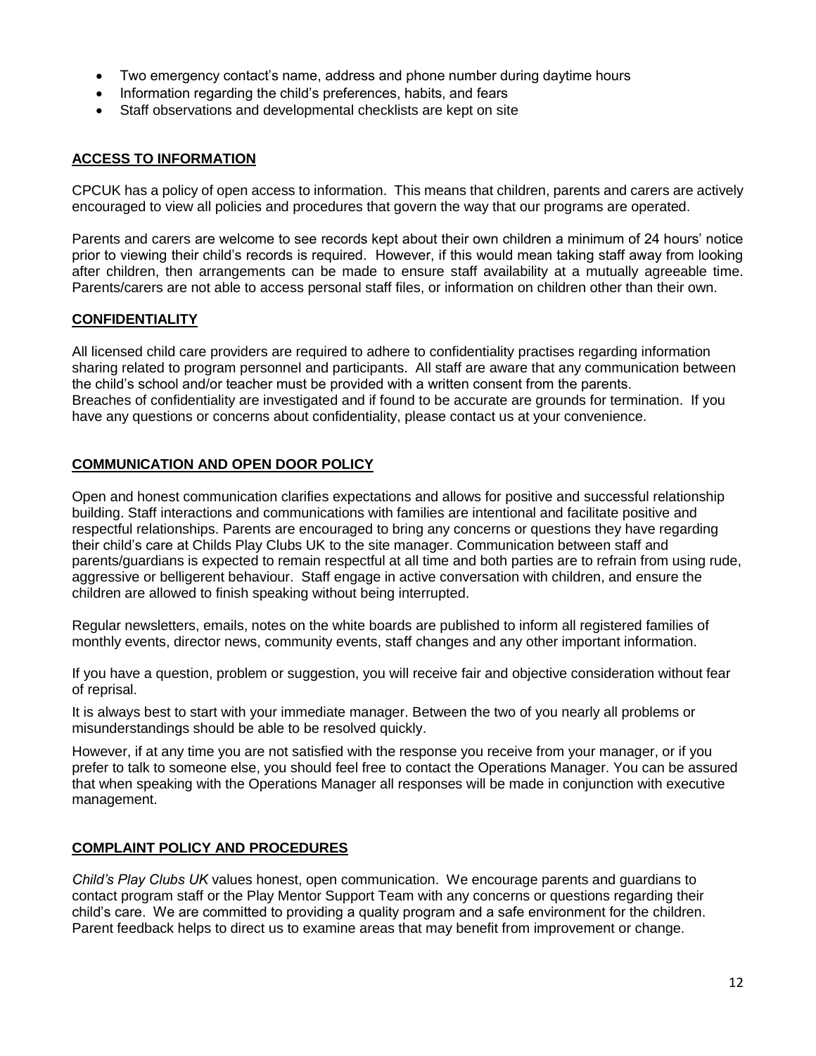- Two emergency contact's name, address and phone number during daytime hours
- Information regarding the child's preferences, habits, and fears
- Staff observations and developmental checklists are kept on site

## ACCESS TO INFORMATION

CPCUK has a policy of open access to information. This means that children, parents and carers are actively encouraged to view all policies and procedures that govern the way that our programs are operated.

Parents and carers are welcome to see records kept about their own children a minimum of 24 hours' notice prior to viewing their child's records is required. However, if this would mean taking staff away from looking after children, then arrangements can be made to ensure staff availability at a mutually agreeable time. Parents/carers are not able to access personal staff files, or information on children other than their own.

## CONFIDENTIALITY

All licensed child care providers are required to adhere to confidentiality practises regarding information sharing related to program personnel and participants. All staff are aware that any communication between the child's school and/or teacher must be provided with a written consent from the parents.
Breaches of confidentiality are investigated and if found to be accurate are grounds for termination. If you have any questions or concerns about confidentiality, please contact us at your convenience.

## COMMUNICATION AND OPEN DOOR POLICY

Open and honest communication clarifies expectations and allows for positive and successful relationship building. Staff interactions and communications with families are intentional and facilitate positive and respectful relationships. Parents are encouraged to bring any concerns or questions they have regarding their child's care at Childs Play Clubs UK to the site manager. Communication between staff and parents/guardians is expected to remain respectful at all time and both parties are to refrain from using rude, aggressive or belligerent behaviour. Staff engage in active conversation with children, and ensure the children are allowed to finish speaking without being interrupted.

Regular newsletters, emails, notes on the white boards are published to inform all registered families of monthly events, director news, community events, staff changes and any other important information.

If you have a question, problem or suggestion, you will receive fair and objective consideration without fear of reprisal.

It is always best to start with your immediate manager. Between the two of you nearly all problems or misunderstandings should be able to be resolved quickly.

However, if at any time you are not satisfied with the response you receive from your manager, or if you prefer to talk to someone else, you should feel free to contact the Operations Manager. You can be assured that when speaking with the Operations Manager all responses will be made in conjunction with executive management.

## COMPLAINT POLICY AND PROCEDURES

*Child's Play Clubs UK* values honest, open communication. We encourage parents and guardians to contact program staff or the Play Mentor Support Team with any concerns or questions regarding their child's care. We are committed to providing a quality program and a safe environment for the children. Parent feedback helps to direct us to examine areas that may benefit from improvement or change.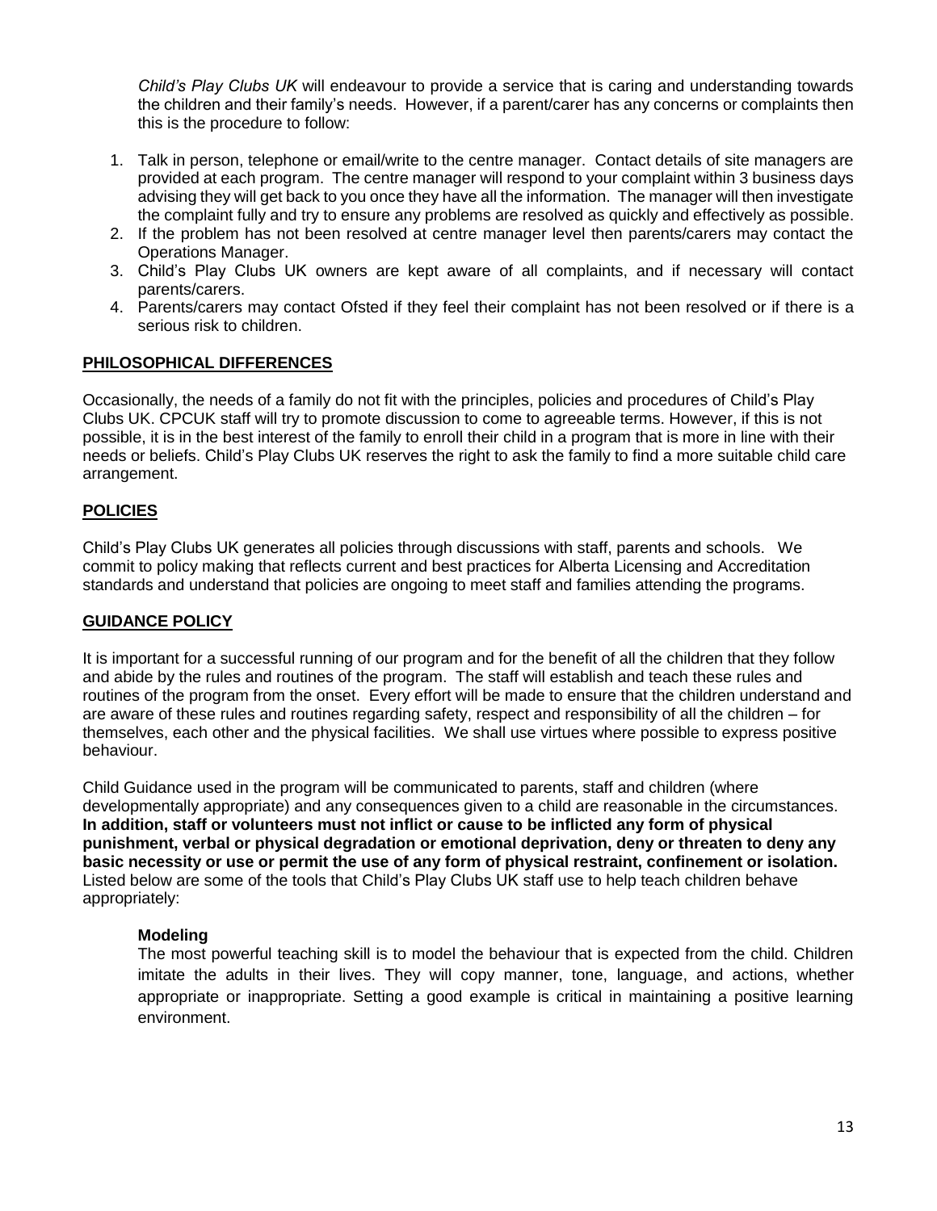*Child's Play Clubs UK* will endeavour to provide a service that is caring and understanding towards the children and their family's needs. However, if a parent/carer has any concerns or complaints then this is the procedure to follow:

1. Talk in person, telephone or email/write to the centre manager. Contact details of site managers are provided at each program. The centre manager will respond to your complaint within 3 business days advising they will get back to you once they have all the information. The manager will then investigate the complaint fully and try to ensure any problems are resolved as quickly and effectively as possible.
2. If the problem has not been resolved at centre manager level then parents/carers may contact the Operations Manager.
3. Child's Play Clubs UK owners are kept aware of all complaints, and if necessary will contact parents/carers.
4. Parents/carers may contact Ofsted if they feel their complaint has not been resolved or if there is a serious risk to children.

## PHILOSOPHICAL DIFFERENCES

Occasionally, the needs of a family do not fit with the principles, policies and procedures of Child's Play Clubs UK. CPCUK staff will try to promote discussion to come to agreeable terms. However, if this is not possible, it is in the best interest of the family to enroll their child in a program that is more in line with their needs or beliefs. Child's Play Clubs UK reserves the right to ask the family to find a more suitable child care arrangement.

## POLICIES

Child's Play Clubs UK generates all policies through discussions with staff, parents and schools. We commit to policy making that reflects current and best practices for Alberta Licensing and Accreditation standards and understand that policies are ongoing to meet staff and families attending the programs.

## GUIDANCE POLICY

It is important for a successful running of our program and for the benefit of all the children that they follow and abide by the rules and routines of the program. The staff will establish and teach these rules and routines of the program from the onset. Every effort will be made to ensure that the children understand and are aware of these rules and routines regarding safety, respect and responsibility of all the children – for themselves, each other and the physical facilities. We shall use virtues where possible to express positive behaviour.

Child Guidance used in the program will be communicated to parents, staff and children (where developmentally appropriate) and any consequences given to a child are reasonable in the circumstances. **In addition, staff or volunteers must not inflict or cause to be inflicted any form of physical punishment, verbal or physical degradation or emotional deprivation, deny or threaten to deny any basic necessity or use or permit the use of any form of physical restraint, confinement or isolation.** Listed below are some of the tools that Child's Play Clubs UK staff use to help teach children behave appropriately:

### Modeling

The most powerful teaching skill is to model the behaviour that is expected from the child. Children imitate the adults in their lives. They will copy manner, tone, language, and actions, whether appropriate or inappropriate. Setting a good example is critical in maintaining a positive learning environment.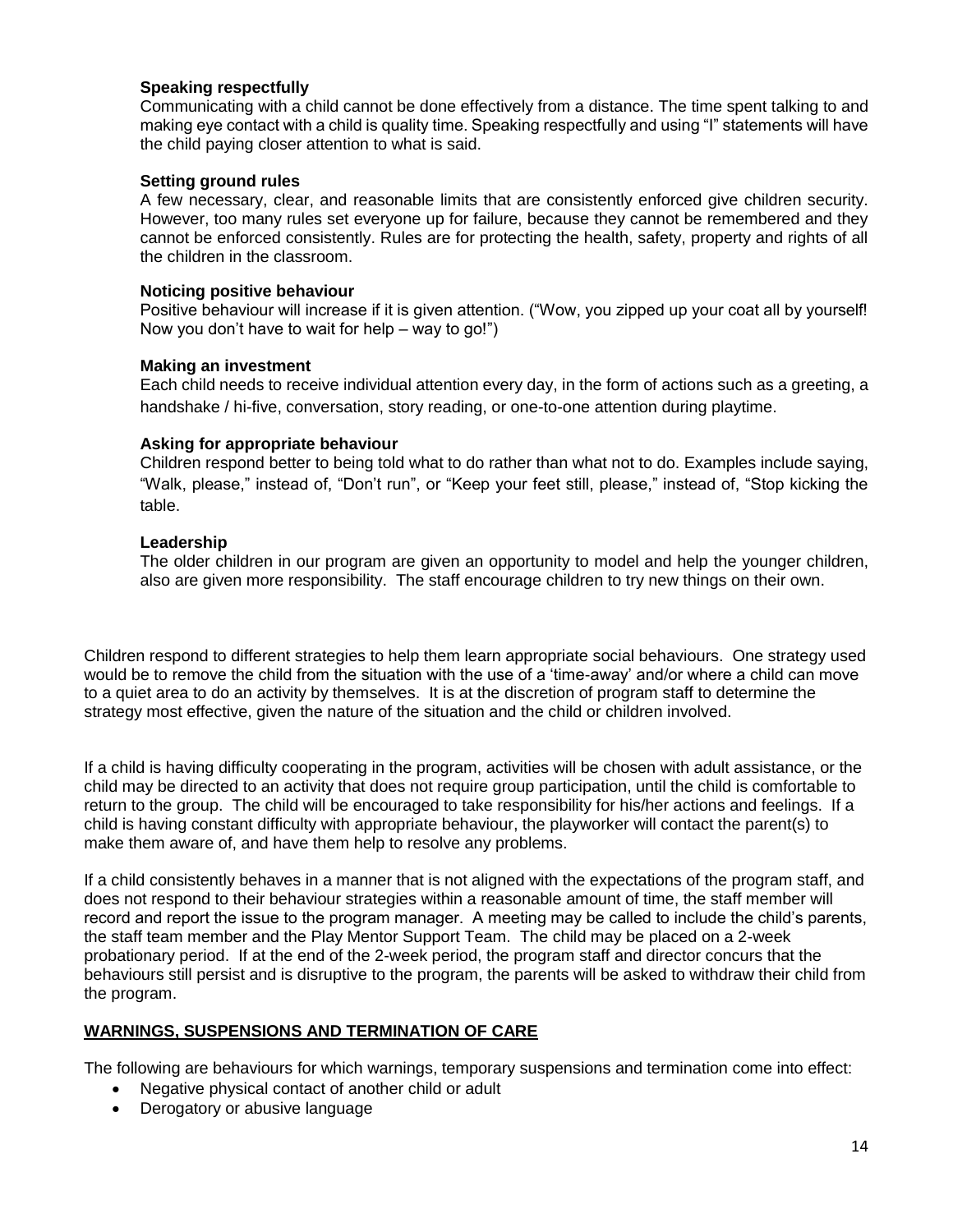### Speaking respectfully

Communicating with a child cannot be done effectively from a distance. The time spent talking to and making eye contact with a child is quality time. Speaking respectfully and using "I" statements will have the child paying closer attention to what is said.

### Setting ground rules

A few necessary, clear, and reasonable limits that are consistently enforced give children security. However, too many rules set everyone up for failure, because they cannot be remembered and they cannot be enforced consistently. Rules are for protecting the health, safety, property and rights of all the children in the classroom.

### Noticing positive behaviour

Positive behaviour will increase if it is given attention. ("Wow, you zipped up your coat all by yourself! Now you don't have to wait for help – way to go!")

### Making an investment

Each child needs to receive individual attention every day, in the form of actions such as a greeting, a handshake / hi-five, conversation, story reading, or one-to-one attention during playtime.

### Asking for appropriate behaviour

Children respond better to being told what to do rather than what not to do. Examples include saying, "Walk, please," instead of, "Don't run", or "Keep your feet still, please," instead of, "Stop kicking the table.

### Leadership

The older children in our program are given an opportunity to model and help the younger children, also are given more responsibility. The staff encourage children to try new things on their own.

Children respond to different strategies to help them learn appropriate social behaviours. One strategy used would be to remove the child from the situation with the use of a 'time-away' and/or where a child can move to a quiet area to do an activity by themselves. It is at the discretion of program staff to determine the strategy most effective, given the nature of the situation and the child or children involved.

If a child is having difficulty cooperating in the program, activities will be chosen with adult assistance, or the child may be directed to an activity that does not require group participation, until the child is comfortable to return to the group. The child will be encouraged to take responsibility for his/her actions and feelings. If a child is having constant difficulty with appropriate behaviour, the playworker will contact the parent(s) to make them aware of, and have them help to resolve any problems.

If a child consistently behaves in a manner that is not aligned with the expectations of the program staff, and does not respond to their behaviour strategies within a reasonable amount of time, the staff member will record and report the issue to the program manager. A meeting may be called to include the child's parents, the staff team member and the Play Mentor Support Team. The child may be placed on a 2-week probationary period. If at the end of the 2-week period, the program staff and director concurs that the behaviours still persist and is disruptive to the program, the parents will be asked to withdraw their child from the program.

## WARNINGS, SUSPENSIONS AND TERMINATION OF CARE

The following are behaviours for which warnings, temporary suspensions and termination come into effect:

- Negative physical contact of another child or adult
- Derogatory or abusive language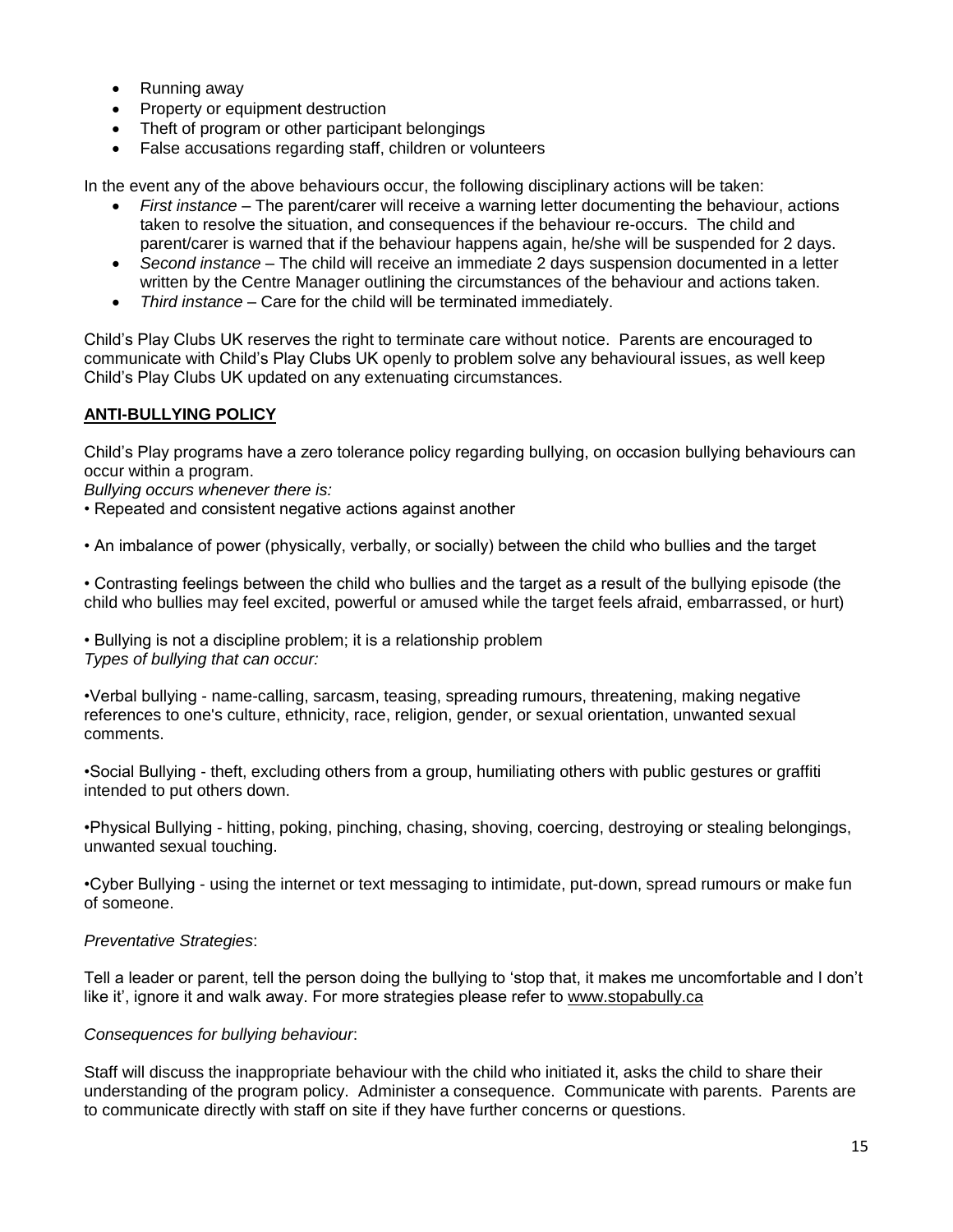- Running away
- Property or equipment destruction
- Theft of program or other participant belongings
- False accusations regarding staff, children or volunteers

In the event any of the above behaviours occur, the following disciplinary actions will be taken:

- *First instance* – The parent/carer will receive a warning letter documenting the behaviour, actions taken to resolve the situation, and consequences if the behaviour re-occurs. The child and parent/carer is warned that if the behaviour happens again, he/she will be suspended for 2 days.
- *Second instance* – The child will receive an immediate 2 days suspension documented in a letter written by the Centre Manager outlining the circumstances of the behaviour and actions taken.
- *Third instance* – Care for the child will be terminated immediately.

Child's Play Clubs UK reserves the right to terminate care without notice. Parents are encouraged to communicate with Child's Play Clubs UK openly to problem solve any behavioural issues, as well keep Child's Play Clubs UK updated on any extenuating circumstances.

## ANTI-BULLYING POLICY

Child's Play programs have a zero tolerance policy regarding bullying, on occasion bullying behaviours can occur within a program.

*Bullying occurs whenever there is:*

• Repeated and consistent negative actions against another

• An imbalance of power (physically, verbally, or socially) between the child who bullies and the target

• Contrasting feelings between the child who bullies and the target as a result of the bullying episode (the child who bullies may feel excited, powerful or amused while the target feels afraid, embarrassed, or hurt)

• Bullying is not a discipline problem; it is a relationship problem

*Types of bullying that can occur:*

•Verbal bullying - name-calling, sarcasm, teasing, spreading rumours, threatening, making negative references to one's culture, ethnicity, race, religion, gender, or sexual orientation, unwanted sexual comments.

•Social Bullying - theft, excluding others from a group, humiliating others with public gestures or graffiti intended to put others down.

•Physical Bullying - hitting, poking, pinching, chasing, shoving, coercing, destroying or stealing belongings, unwanted sexual touching.

•Cyber Bullying - using the internet or text messaging to intimidate, put-down, spread rumours or make fun of someone.

*Preventative Strategies*:

Tell a leader or parent, tell the person doing the bullying to 'stop that, it makes me uncomfortable and I don't like it', ignore it and walk away. For more strategies please refer to www.stopabully.ca

*Consequences for bullying behaviour*:

Staff will discuss the inappropriate behaviour with the child who initiated it, asks the child to share their understanding of the program policy. Administer a consequence. Communicate with parents. Parents are to communicate directly with staff on site if they have further concerns or questions.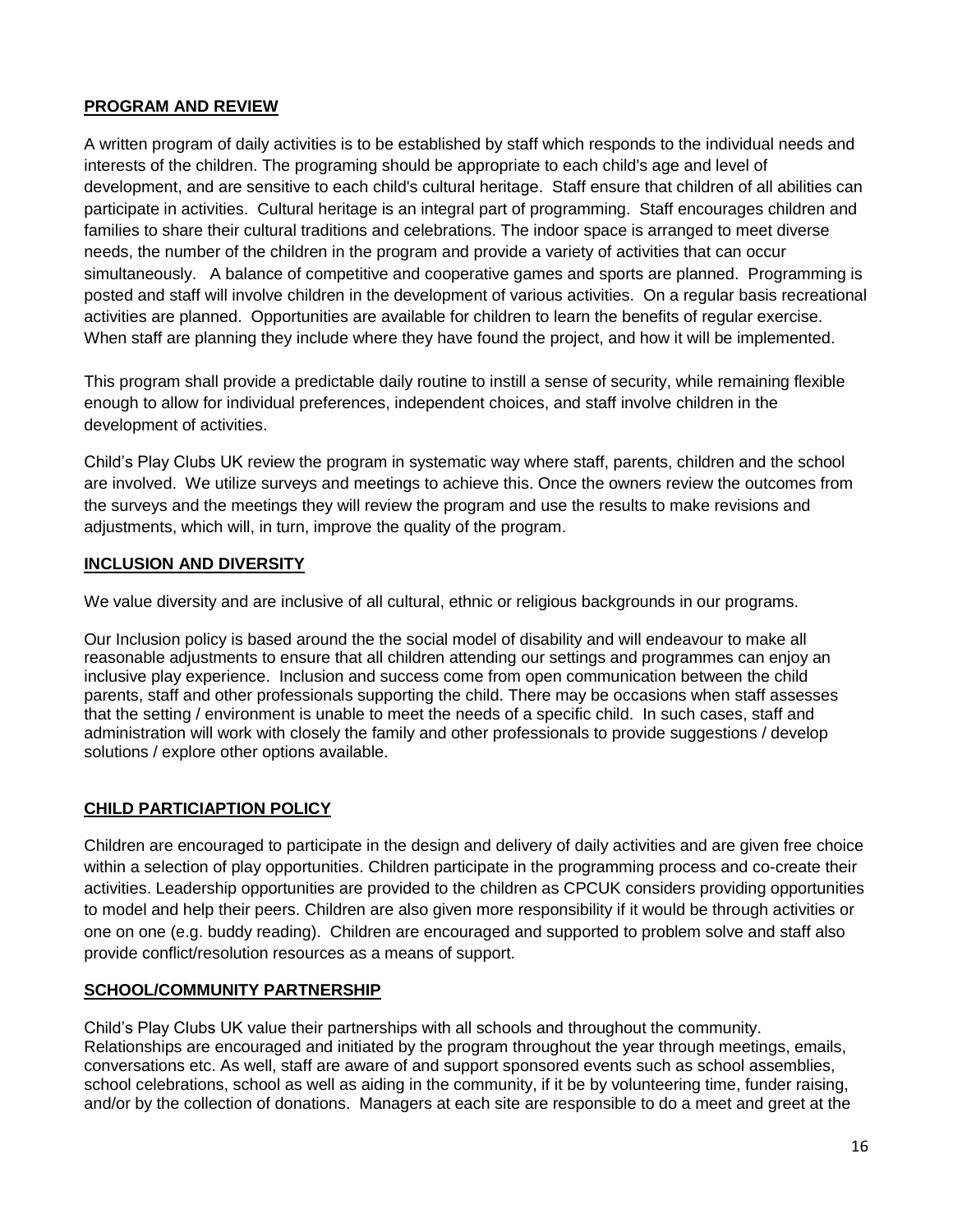**PROGRAM AND REVIEW**

A written program of daily activities is to be established by staff which responds to the individual needs and interests of the children. The programing should be appropriate to each child's age and level of development, and are sensitive to each child's cultural heritage. Staff ensure that children of all abilities can participate in activities. Cultural heritage is an integral part of programming. Staff encourages children and families to share their cultural traditions and celebrations. The indoor space is arranged to meet diverse needs, the number of the children in the program and provide a variety of activities that can occur simultaneously. A balance of competitive and cooperative games and sports are planned. Programming is posted and staff will involve children in the development of various activities. On a regular basis recreational activities are planned. Opportunities are available for children to learn the benefits of regular exercise. When staff are planning they include where they have found the project, and how it will be implemented.

This program shall provide a predictable daily routine to instill a sense of security, while remaining flexible enough to allow for individual preferences, independent choices, and staff involve children in the development of activities.

Child's Play Clubs UK review the program in systematic way where staff, parents, children and the school are involved. We utilize surveys and meetings to achieve this. Once the owners review the outcomes from the surveys and the meetings they will review the program and use the results to make revisions and adjustments, which will, in turn, improve the quality of the program.

**INCLUSION AND DIVERSITY**

We value diversity and are inclusive of all cultural, ethnic or religious backgrounds in our programs.

Our Inclusion policy is based around the the social model of disability and will endeavour to make all reasonable adjustments to ensure that all children attending our settings and programmes can enjoy an inclusive play experience. Inclusion and success come from open communication between the child parents, staff and other professionals supporting the child. There may be occasions when staff assesses that the setting / environment is unable to meet the needs of a specific child. In such cases, staff and administration will work with closely the family and other professionals to provide suggestions / develop solutions / explore other options available.

**CHILD PARTICIAPTION POLICY**

Children are encouraged to participate in the design and delivery of daily activities and are given free choice within a selection of play opportunities. Children participate in the programming process and co-create their activities. Leadership opportunities are provided to the children as CPCUK considers providing opportunities to model and help their peers. Children are also given more responsibility if it would be through activities or one on one (e.g. buddy reading). Children are encouraged and supported to problem solve and staff also provide conflict/resolution resources as a means of support.

**SCHOOL/COMMUNITY PARTNERSHIP**

Child's Play Clubs UK value their partnerships with all schools and throughout the community. Relationships are encouraged and initiated by the program throughout the year through meetings, emails, conversations etc. As well, staff are aware of and support sponsored events such as school assemblies, school celebrations, school as well as aiding in the community, if it be by volunteering time, funder raising, and/or by the collection of donations. Managers at each site are responsible to do a meet and greet at the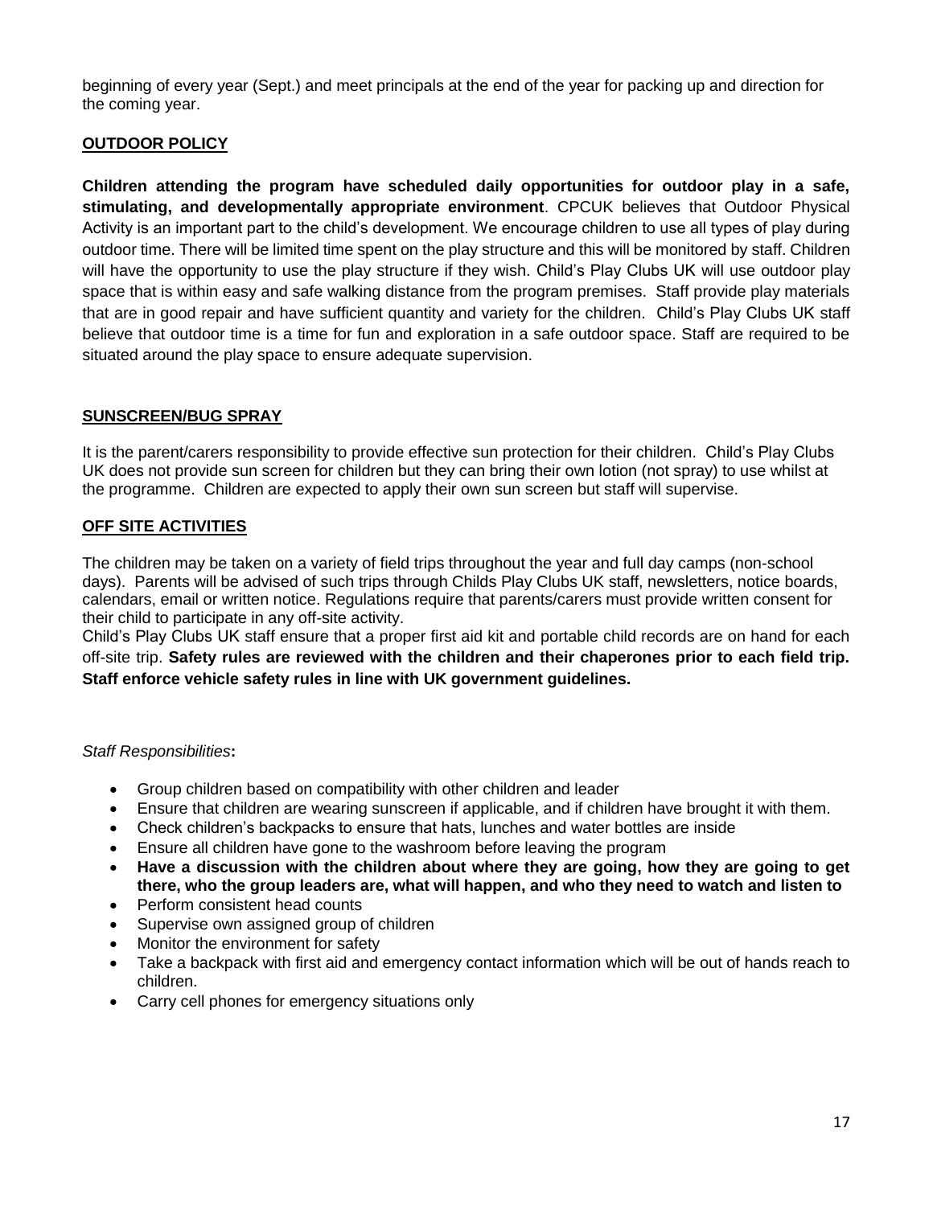beginning of every year (Sept.) and meet principals at the end of the year for packing up and direction for the coming year.

## OUTDOOR POLICY

**Children attending the program have scheduled daily opportunities for outdoor play in a safe, stimulating, and developmentally appropriate environment**. CPCUK believes that Outdoor Physical Activity is an important part to the child's development. We encourage children to use all types of play during outdoor time. There will be limited time spent on the play structure and this will be monitored by staff. Children will have the opportunity to use the play structure if they wish. Child's Play Clubs UK will use outdoor play space that is within easy and safe walking distance from the program premises. Staff provide play materials that are in good repair and have sufficient quantity and variety for the children. Child's Play Clubs UK staff believe that outdoor time is a time for fun and exploration in a safe outdoor space. Staff are required to be situated around the play space to ensure adequate supervision.

## SUNSCREEN/BUG SPRAY

It is the parent/carers responsibility to provide effective sun protection for their children. Child's Play Clubs UK does not provide sun screen for children but they can bring their own lotion (not spray) to use whilst at the programme. Children are expected to apply their own sun screen but staff will supervise.

## OFF SITE ACTIVITIES

The children may be taken on a variety of field trips throughout the year and full day camps (non-school days). Parents will be advised of such trips through Childs Play Clubs UK staff, newsletters, notice boards, calendars, email or written notice. Regulations require that parents/carers must provide written consent for their child to participate in any off-site activity.

Child's Play Clubs UK staff ensure that a proper first aid kit and portable child records are on hand for each off-site trip. **Safety rules are reviewed with the children and their chaperones prior to each field trip. Staff enforce vehicle safety rules in line with UK government guidelines.**

*Staff Responsibilities***:**

- Group children based on compatibility with other children and leader
- Ensure that children are wearing sunscreen if applicable, and if children have brought it with them.
- Check children's backpacks to ensure that hats, lunches and water bottles are inside
- Ensure all children have gone to the washroom before leaving the program
- **Have a discussion with the children about where they are going, how they are going to get there, who the group leaders are, what will happen, and who they need to watch and listen to**
- Perform consistent head counts
- Supervise own assigned group of children
- Monitor the environment for safety
- Take a backpack with first aid and emergency contact information which will be out of hands reach to children.
- Carry cell phones for emergency situations only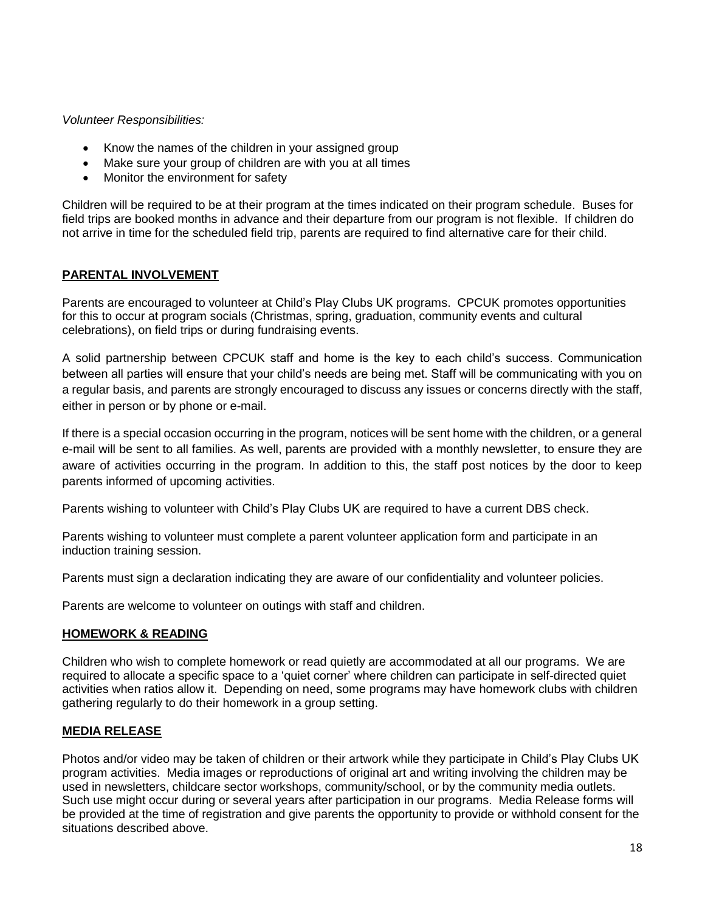*Volunteer Responsibilities:*

- Know the names of the children in your assigned group
- Make sure your group of children are with you at all times
- Monitor the environment for safety

Children will be required to be at their program at the times indicated on their program schedule. Buses for field trips are booked months in advance and their departure from our program is not flexible. If children do not arrive in time for the scheduled field trip, parents are required to find alternative care for their child.

## PARENTAL INVOLVEMENT

Parents are encouraged to volunteer at Child's Play Clubs UK programs. CPCUK promotes opportunities for this to occur at program socials (Christmas, spring, graduation, community events and cultural celebrations), on field trips or during fundraising events.

A solid partnership between CPCUK staff and home is the key to each child's success. Communication between all parties will ensure that your child's needs are being met. Staff will be communicating with you on a regular basis, and parents are strongly encouraged to discuss any issues or concerns directly with the staff, either in person or by phone or e-mail.

If there is a special occasion occurring in the program, notices will be sent home with the children, or a general e-mail will be sent to all families. As well, parents are provided with a monthly newsletter, to ensure they are aware of activities occurring in the program. In addition to this, the staff post notices by the door to keep parents informed of upcoming activities.

Parents wishing to volunteer with Child's Play Clubs UK are required to have a current DBS check.

Parents wishing to volunteer must complete a parent volunteer application form and participate in an induction training session.

Parents must sign a declaration indicating they are aware of our confidentiality and volunteer policies.

Parents are welcome to volunteer on outings with staff and children.

## HOMEWORK & READING

Children who wish to complete homework or read quietly are accommodated at all our programs. We are required to allocate a specific space to a 'quiet corner' where children can participate in self-directed quiet activities when ratios allow it. Depending on need, some programs may have homework clubs with children gathering regularly to do their homework in a group setting.

## MEDIA RELEASE

Photos and/or video may be taken of children or their artwork while they participate in Child's Play Clubs UK program activities. Media images or reproductions of original art and writing involving the children may be used in newsletters, childcare sector workshops, community/school, or by the community media outlets. Such use might occur during or several years after participation in our programs. Media Release forms will be provided at the time of registration and give parents the opportunity to provide or withhold consent for the situations described above.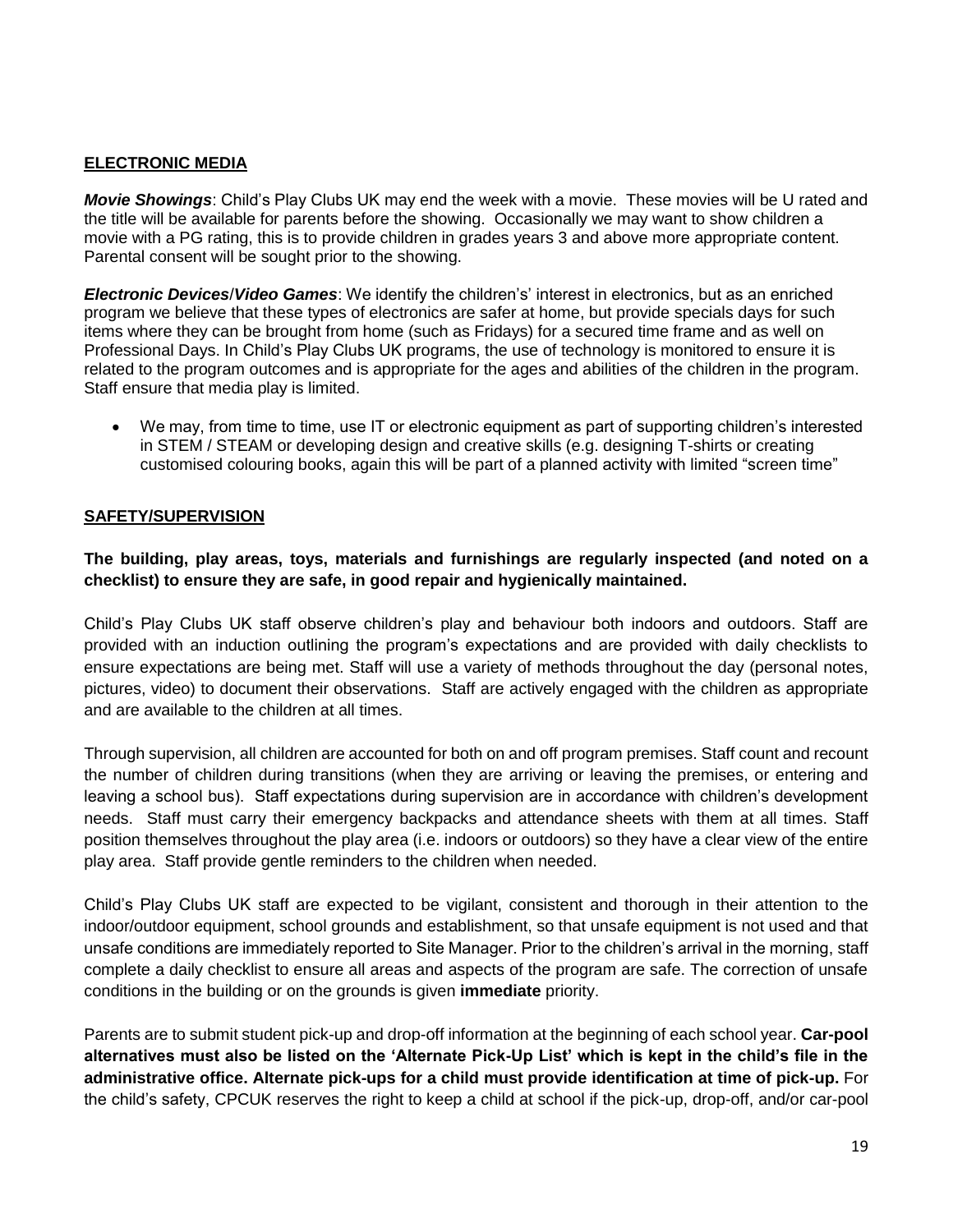## ELECTRONIC MEDIA

***Movie Showings***: Child's Play Clubs UK may end the week with a movie. These movies will be U rated and the title will be available for parents before the showing. Occasionally we may want to show children a movie with a PG rating, this is to provide children in grades years 3 and above more appropriate content. Parental consent will be sought prior to the showing.

***Electronic Devices*/*Video Games***: We identify the children's' interest in electronics, but as an enriched program we believe that these types of electronics are safer at home, but provide specials days for such items where they can be brought from home (such as Fridays) for a secured time frame and as well on Professional Days. In Child's Play Clubs UK programs, the use of technology is monitored to ensure it is related to the program outcomes and is appropriate for the ages and abilities of the children in the program. Staff ensure that media play is limited.

- We may, from time to time, use IT or electronic equipment as part of supporting children's interested in STEM / STEAM or developing design and creative skills (e.g. designing T-shirts or creating customised colouring books, again this will be part of a planned activity with limited "screen time"

## SAFETY/SUPERVISION

**The building, play areas, toys, materials and furnishings are regularly inspected (and noted on a checklist) to ensure they are safe, in good repair and hygienically maintained.**

Child's Play Clubs UK staff observe children's play and behaviour both indoors and outdoors. Staff are provided with an induction outlining the program's expectations and are provided with daily checklists to ensure expectations are being met. Staff will use a variety of methods throughout the day (personal notes, pictures, video) to document their observations. Staff are actively engaged with the children as appropriate and are available to the children at all times.

Through supervision, all children are accounted for both on and off program premises. Staff count and recount the number of children during transitions (when they are arriving or leaving the premises, or entering and leaving a school bus). Staff expectations during supervision are in accordance with children's development needs. Staff must carry their emergency backpacks and attendance sheets with them at all times. Staff position themselves throughout the play area (i.e. indoors or outdoors) so they have a clear view of the entire play area. Staff provide gentle reminders to the children when needed.

Child's Play Clubs UK staff are expected to be vigilant, consistent and thorough in their attention to the indoor/outdoor equipment, school grounds and establishment, so that unsafe equipment is not used and that unsafe conditions are immediately reported to Site Manager. Prior to the children's arrival in the morning, staff complete a daily checklist to ensure all areas and aspects of the program are safe. The correction of unsafe conditions in the building or on the grounds is given **immediate** priority.

Parents are to submit student pick-up and drop-off information at the beginning of each school year. **Car-pool alternatives must also be listed on the 'Alternate Pick-Up List' which is kept in the child's file in the administrative office. Alternate pick-ups for a child must provide identification at time of pick-up.** For the child's safety, CPCUK reserves the right to keep a child at school if the pick-up, drop-off, and/or car-pool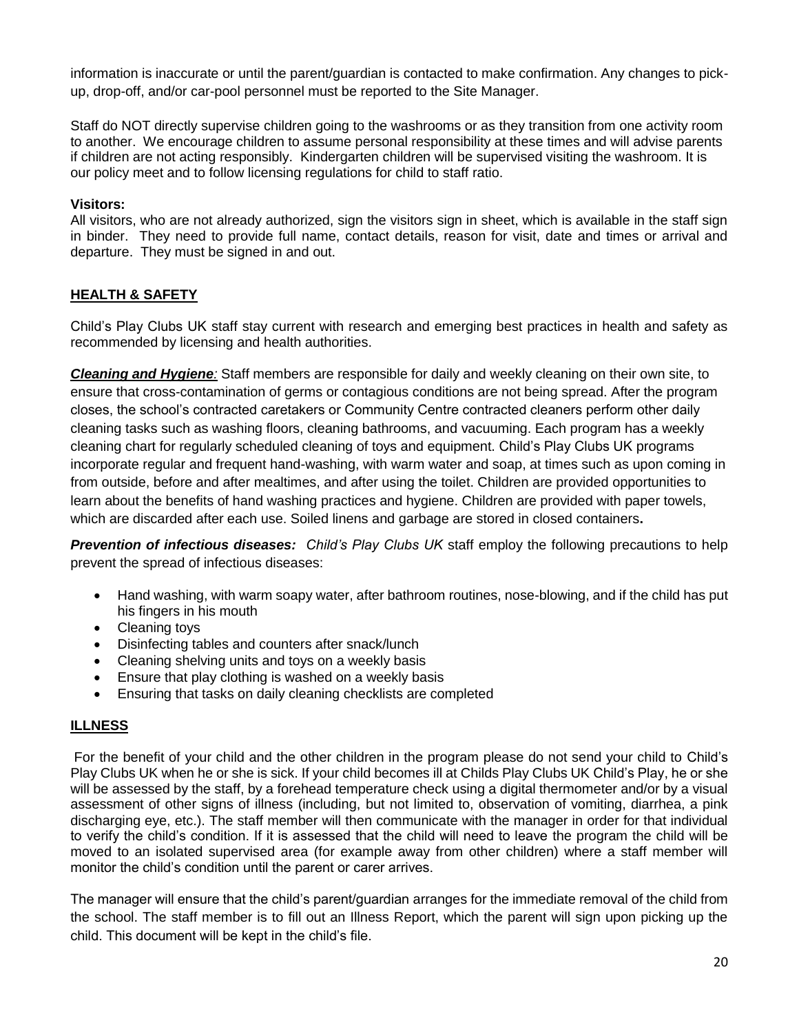information is inaccurate or until the parent/guardian is contacted to make confirmation. Any changes to pick-up, drop-off, and/or car-pool personnel must be reported to the Site Manager.

Staff do NOT directly supervise children going to the washrooms or as they transition from one activity room to another. We encourage children to assume personal responsibility at these times and will advise parents if children are not acting responsibly. Kindergarten children will be supervised visiting the washroom. It is our policy meet and to follow licensing regulations for child to staff ratio.

**Visitors:**
All visitors, who are not already authorized, sign the visitors sign in sheet, which is available in the staff sign in binder. They need to provide full name, contact details, reason for visit, date and times or arrival and departure. They must be signed in and out.

## HEALTH & SAFETY

Child's Play Clubs UK staff stay current with research and emerging best practices in health and safety as recommended by licensing and health authorities.

***Cleaning and Hygiene**:* Staff members are responsible for daily and weekly cleaning on their own site, to ensure that cross-contamination of germs or contagious conditions are not being spread. After the program closes, the school's contracted caretakers or Community Centre contracted cleaners perform other daily cleaning tasks such as washing floors, cleaning bathrooms, and vacuuming. Each program has a weekly cleaning chart for regularly scheduled cleaning of toys and equipment. Child's Play Clubs UK programs incorporate regular and frequent hand-washing, with warm water and soap, at times such as upon coming in from outside, before and after mealtimes, and after using the toilet. Children are provided opportunities to learn about the benefits of hand washing practices and hygiene. Children are provided with paper towels, which are discarded after each use. Soiled linens and garbage are stored in closed containers**.**

***Prevention of infectious diseases:*** *Child's Play Clubs UK* staff employ the following precautions to help prevent the spread of infectious diseases:

- Hand washing, with warm soapy water, after bathroom routines, nose-blowing, and if the child has put his fingers in his mouth
- Cleaning toys
- Disinfecting tables and counters after snack/lunch
- Cleaning shelving units and toys on a weekly basis
- Ensure that play clothing is washed on a weekly basis
- Ensuring that tasks on daily cleaning checklists are completed

## ILLNESS

For the benefit of your child and the other children in the program please do not send your child to Child's Play Clubs UK when he or she is sick. If your child becomes ill at Childs Play Clubs UK Child's Play, he or she will be assessed by the staff, by a forehead temperature check using a digital thermometer and/or by a visual assessment of other signs of illness (including, but not limited to, observation of vomiting, diarrhea, a pink discharging eye, etc.). The staff member will then communicate with the manager in order for that individual to verify the child's condition. If it is assessed that the child will need to leave the program the child will be moved to an isolated supervised area (for example away from other children) where a staff member will monitor the child's condition until the parent or carer arrives.

The manager will ensure that the child's parent/guardian arranges for the immediate removal of the child from the school. The staff member is to fill out an Illness Report, which the parent will sign upon picking up the child. This document will be kept in the child's file.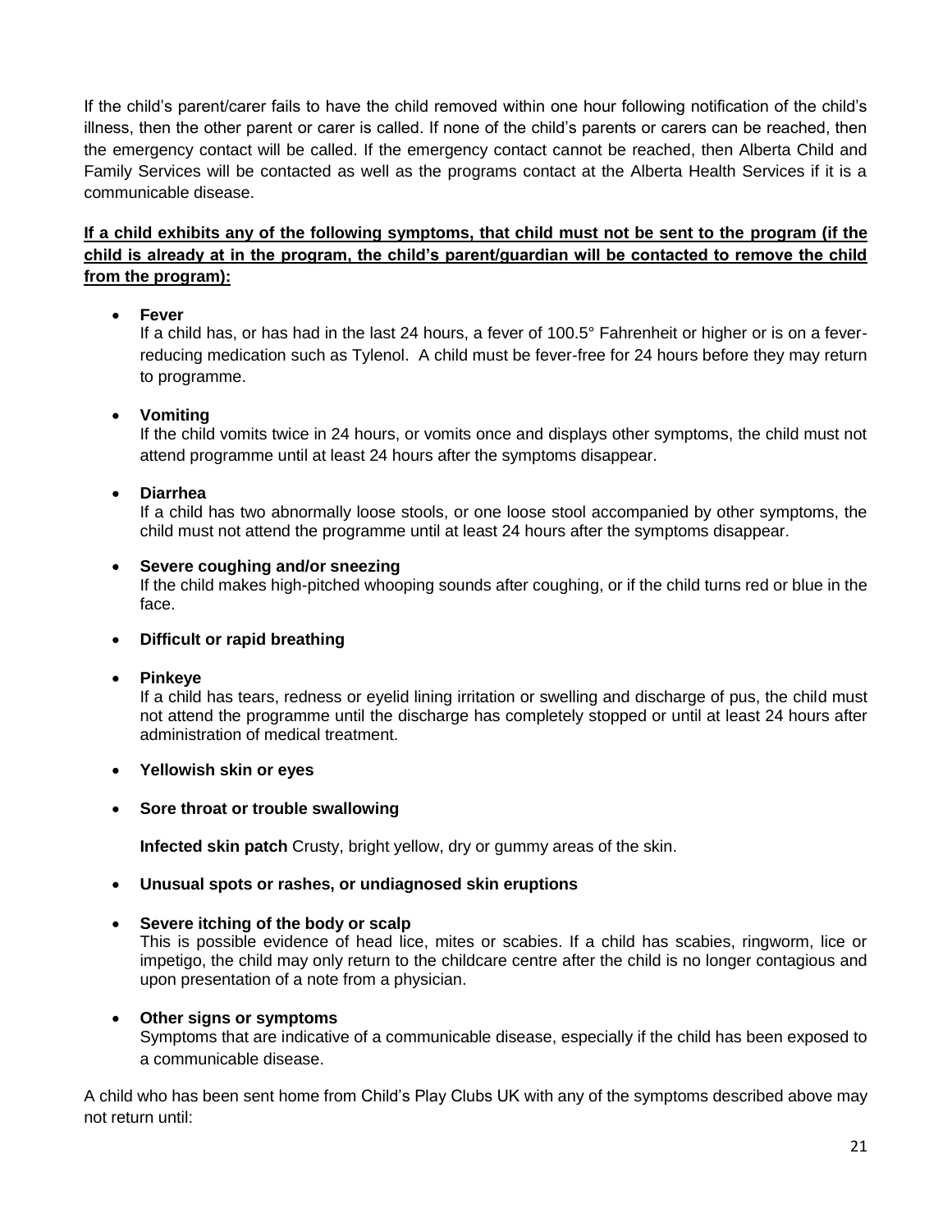If the child's parent/carer fails to have the child removed within one hour following notification of the child's illness, then the other parent or carer is called. If none of the child's parents or carers can be reached, then the emergency contact will be called. If the emergency contact cannot be reached, then Alberta Child and Family Services will be contacted as well as the programs contact at the Alberta Health Services if it is a communicable disease.

**If a child exhibits any of the following symptoms, that child must not be sent to the program (if the child is already at in the program, the child's parent/guardian will be contacted to remove the child from the program):**

- **Fever**
  If a child has, or has had in the last 24 hours, a fever of 100.5° Fahrenheit or higher or is on a fever-reducing medication such as Tylenol. A child must be fever-free for 24 hours before they may return to programme.

- **Vomiting**
  If the child vomits twice in 24 hours, or vomits once and displays other symptoms, the child must not attend programme until at least 24 hours after the symptoms disappear.

- **Diarrhea**
  If a child has two abnormally loose stools, or one loose stool accompanied by other symptoms, the child must not attend the programme until at least 24 hours after the symptoms disappear.

- **Severe coughing and/or sneezing**
  If the child makes high-pitched whooping sounds after coughing, or if the child turns red or blue in the face.

- **Difficult or rapid breathing**

- **Pinkeye**
  If a child has tears, redness or eyelid lining irritation or swelling and discharge of pus, the child must not attend the programme until the discharge has completely stopped or until at least 24 hours after administration of medical treatment.

- **Yellowish skin or eyes**

- **Sore throat or trouble swallowing**

  **Infected skin patch** Crusty, bright yellow, dry or gummy areas of the skin.

- **Unusual spots or rashes, or undiagnosed skin eruptions**

- **Severe itching of the body or scalp**
  This is possible evidence of head lice, mites or scabies. If a child has scabies, ringworm, lice or impetigo, the child may only return to the childcare centre after the child is no longer contagious and upon presentation of a note from a physician.

- **Other signs or symptoms**
  Symptoms that are indicative of a communicable disease, especially if the child has been exposed to a communicable disease.

A child who has been sent home from Child's Play Clubs UK with any of the symptoms described above may not return until: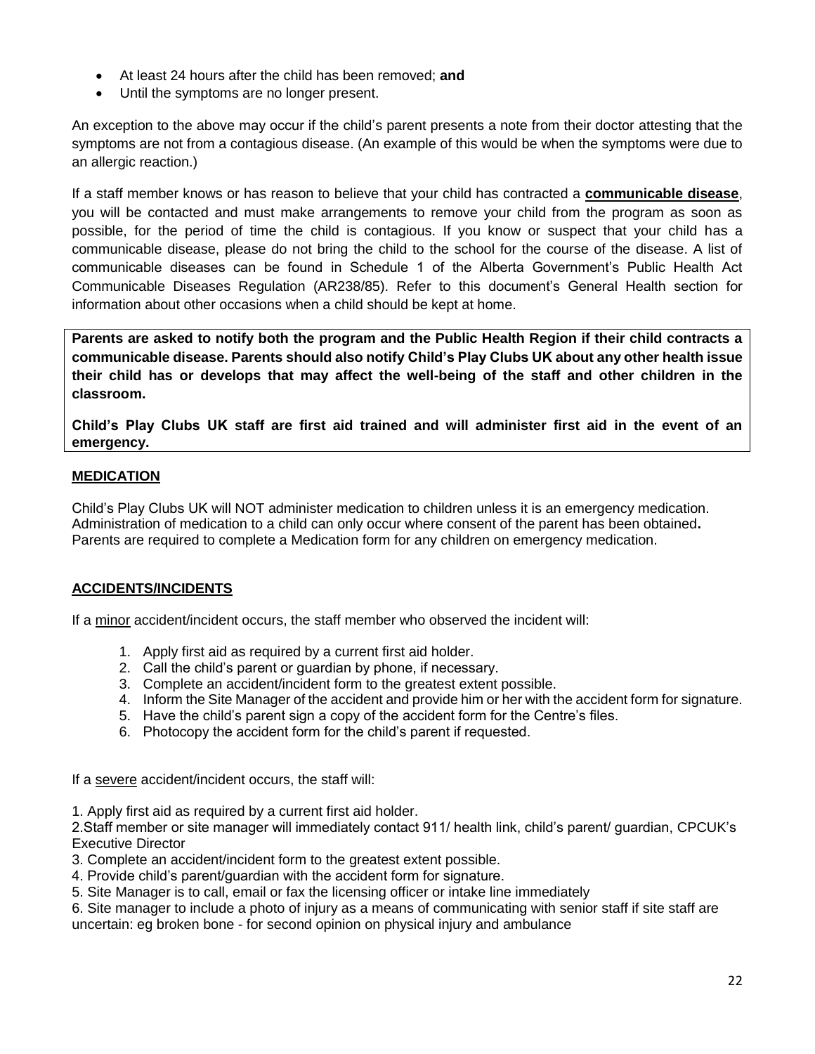- At least 24 hours after the child has been removed; **and**
- Until the symptoms are no longer present.

An exception to the above may occur if the child's parent presents a note from their doctor attesting that the symptoms are not from a contagious disease. (An example of this would be when the symptoms were due to an allergic reaction.)

If a staff member knows or has reason to believe that your child has contracted a **communicable disease**, you will be contacted and must make arrangements to remove your child from the program as soon as possible, for the period of time the child is contagious. If you know or suspect that your child has a communicable disease, please do not bring the child to the school for the course of the disease. A list of communicable diseases can be found in Schedule 1 of the Alberta Government's Public Health Act Communicable Diseases Regulation (AR238/85). Refer to this document's General Health section for information about other occasions when a child should be kept at home.

**Parents are asked to notify both the program and the Public Health Region if their child contracts a communicable disease. Parents should also notify Child's Play Clubs UK about any other health issue their child has or develops that may affect the well-being of the staff and other children in the classroom.**

**Child's Play Clubs UK staff are first aid trained and will administer first aid in the event of an emergency.**

## MEDICATION

Child's Play Clubs UK will NOT administer medication to children unless it is an emergency medication. Administration of medication to a child can only occur where consent of the parent has been obtained**.** Parents are required to complete a Medication form for any children on emergency medication.

## ACCIDENTS/INCIDENTS

If a minor accident/incident occurs, the staff member who observed the incident will:

1. Apply first aid as required by a current first aid holder.
2. Call the child's parent or guardian by phone, if necessary.
3. Complete an accident/incident form to the greatest extent possible.
4. Inform the Site Manager of the accident and provide him or her with the accident form for signature.
5. Have the child's parent sign a copy of the accident form for the Centre's files.
6. Photocopy the accident form for the child's parent if requested.

If a severe accident/incident occurs, the staff will:

1. Apply first aid as required by a current first aid holder.
2. Staff member or site manager will immediately contact 911/ health link, child's parent/ guardian, CPCUK's Executive Director
3. Complete an accident/incident form to the greatest extent possible.
4. Provide child's parent/guardian with the accident form for signature.
5. Site Manager is to call, email or fax the licensing officer or intake line immediately
6. Site manager to include a photo of injury as a means of communicating with senior staff if site staff are uncertain: eg broken bone - for second opinion on physical injury and ambulance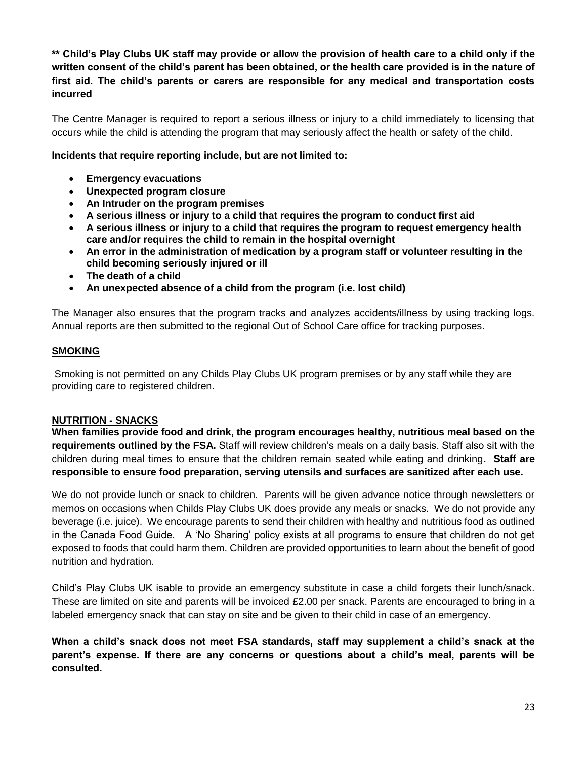**** Child's Play Clubs UK staff may provide or allow the provision of health care to a child only if the written consent of the child's parent has been obtained, or the health care provided is in the nature of first aid. The child's parents or carers are responsible for any medical and transportation costs incurred**

The Centre Manager is required to report a serious illness or injury to a child immediately to licensing that occurs while the child is attending the program that may seriously affect the health or safety of the child.

**Incidents that require reporting include, but are not limited to:**

- **Emergency evacuations**
- **Unexpected program closure**
- **An Intruder on the program premises**
- **A serious illness or injury to a child that requires the program to conduct first aid**
- **A serious illness or injury to a child that requires the program to request emergency health care and/or requires the child to remain in the hospital overnight**
- **An error in the administration of medication by a program staff or volunteer resulting in the child becoming seriously injured or ill**
- **The death of a child**
- **An unexpected absence of a child from the program (i.e. lost child)**

The Manager also ensures that the program tracks and analyzes accidents/illness by using tracking logs. Annual reports are then submitted to the regional Out of School Care office for tracking purposes.

## SMOKING

Smoking is not permitted on any Childs Play Clubs UK program premises or by any staff while they are providing care to registered children.

## NUTRITION - SNACKS

**When families provide food and drink, the program encourages healthy, nutritious meal based on the requirements outlined by the FSA.** Staff will review children's meals on a daily basis. Staff also sit with the children during meal times to ensure that the children remain seated while eating and drinking**. Staff are responsible to ensure food preparation, serving utensils and surfaces are sanitized after each use.**

We do not provide lunch or snack to children. Parents will be given advance notice through newsletters or memos on occasions when Childs Play Clubs UK does provide any meals or snacks. We do not provide any beverage (i.e. juice). We encourage parents to send their children with healthy and nutritious food as outlined in the Canada Food Guide. A 'No Sharing' policy exists at all programs to ensure that children do not get exposed to foods that could harm them. Children are provided opportunities to learn about the benefit of good nutrition and hydration.

Child's Play Clubs UK isable to provide an emergency substitute in case a child forgets their lunch/snack. These are limited on site and parents will be invoiced £2.00 per snack. Parents are encouraged to bring in a labeled emergency snack that can stay on site and be given to their child in case of an emergency.

**When a child's snack does not meet FSA standards, staff may supplement a child's snack at the parent's expense. If there are any concerns or questions about a child's meal, parents will be consulted.**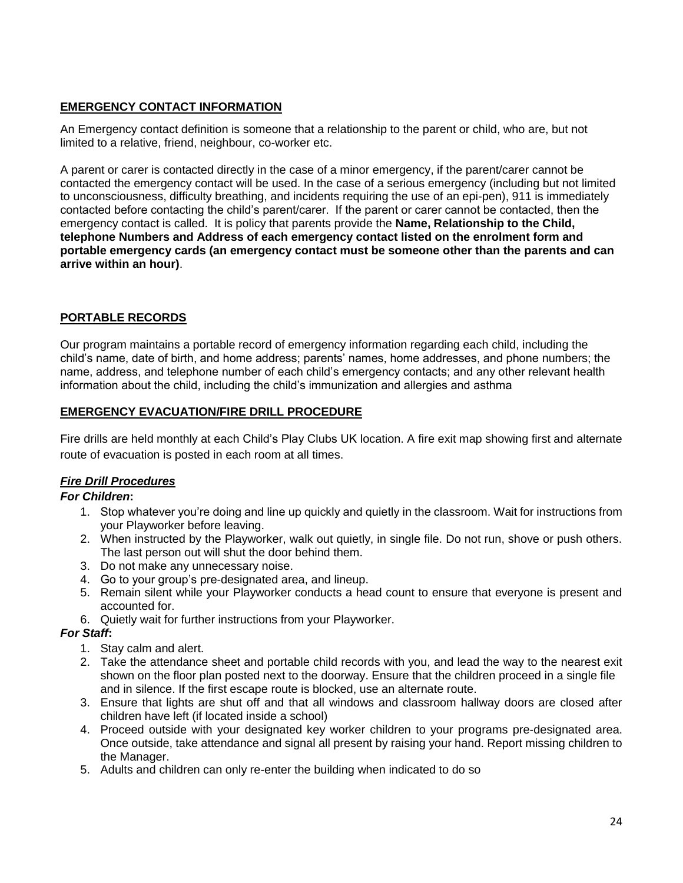## EMERGENCY CONTACT INFORMATION

An Emergency contact definition is someone that a relationship to the parent or child, who are, but not limited to a relative, friend, neighbour, co-worker etc.

A parent or carer is contacted directly in the case of a minor emergency, if the parent/carer cannot be contacted the emergency contact will be used. In the case of a serious emergency (including but not limited to unconsciousness, difficulty breathing, and incidents requiring the use of an epi-pen), 911 is immediately contacted before contacting the child's parent/carer. If the parent or carer cannot be contacted, then the emergency contact is called. It is policy that parents provide the **Name, Relationship to the Child, telephone Numbers and Address of each emergency contact listed on the enrolment form and portable emergency cards (an emergency contact must be someone other than the parents and can arrive within an hour)**.

## PORTABLE RECORDS

Our program maintains a portable record of emergency information regarding each child, including the child's name, date of birth, and home address; parents' names, home addresses, and phone numbers; the name, address, and telephone number of each child's emergency contacts; and any other relevant health information about the child, including the child's immunization and allergies and asthma

## EMERGENCY EVACUATION/FIRE DRILL PROCEDURE

Fire drills are held monthly at each Child's Play Clubs UK location. A fire exit map showing first and alternate route of evacuation is posted in each room at all times.

### *Fire Drill Procedures*

***For Children*:**

1. Stop whatever you're doing and line up quickly and quietly in the classroom. Wait for instructions from your Playworker before leaving.
2. When instructed by the Playworker, walk out quietly, in single file. Do not run, shove or push others. The last person out will shut the door behind them.
3. Do not make any unnecessary noise.
4. Go to your group's pre-designated area, and lineup.
5. Remain silent while your Playworker conducts a head count to ensure that everyone is present and accounted for.
6. Quietly wait for further instructions from your Playworker.

***For Staff*:**

1. Stay calm and alert.
2. Take the attendance sheet and portable child records with you, and lead the way to the nearest exit shown on the floor plan posted next to the doorway. Ensure that the children proceed in a single file and in silence. If the first escape route is blocked, use an alternate route.
3. Ensure that lights are shut off and that all windows and classroom hallway doors are closed after children have left (if located inside a school)
4. Proceed outside with your designated key worker children to your programs pre-designated area. Once outside, take attendance and signal all present by raising your hand. Report missing children to the Manager.
5. Adults and children can only re-enter the building when indicated to do so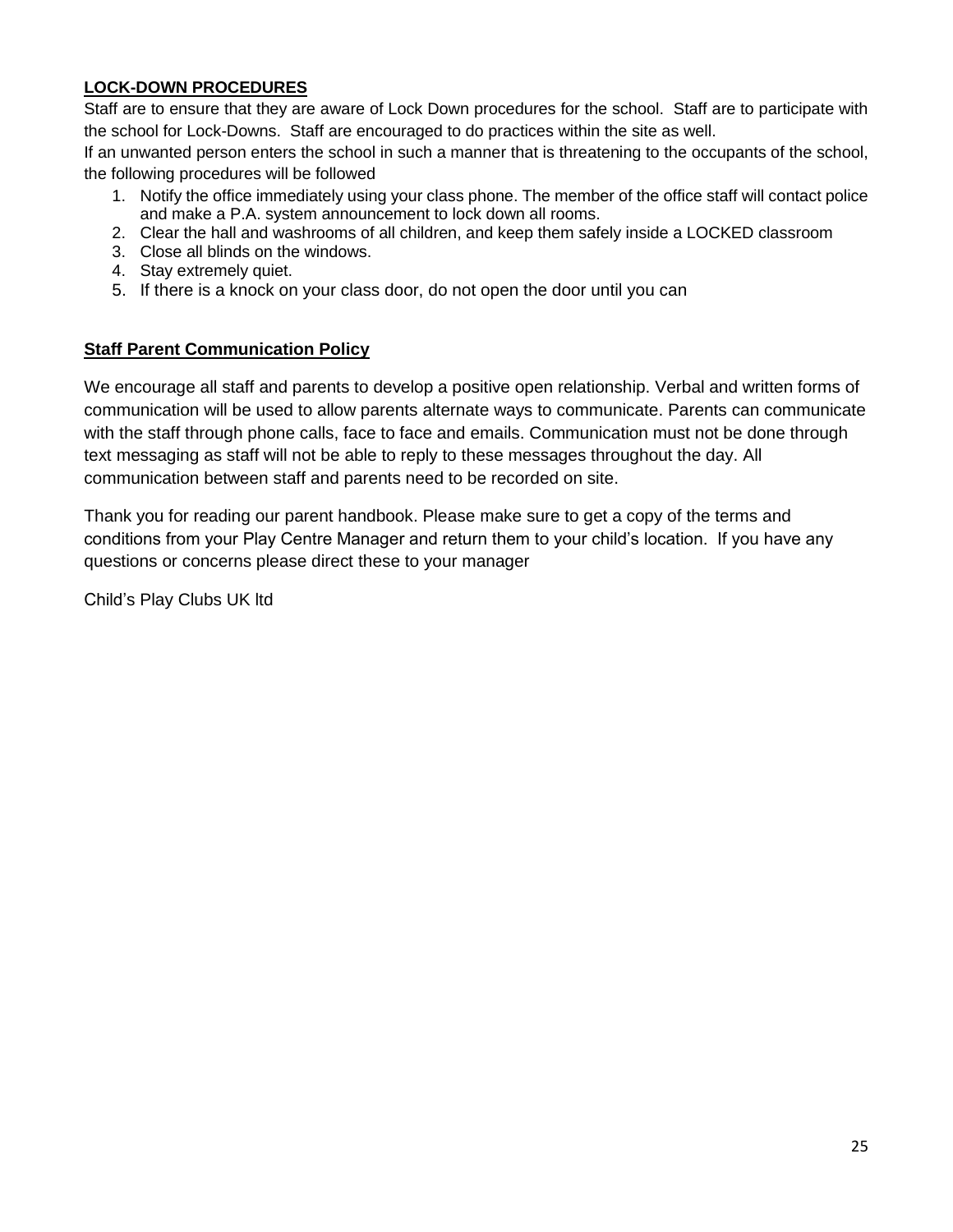**LOCK-DOWN PROCEDURES**

Staff are to ensure that they are aware of Lock Down procedures for the school. Staff are to participate with the school for Lock-Downs. Staff are encouraged to do practices within the site as well.

If an unwanted person enters the school in such a manner that is threatening to the occupants of the school, the following procedures will be followed

1. Notify the office immediately using your class phone. The member of the office staff will contact police and make a P.A. system announcement to lock down all rooms.
2. Clear the hall and washrooms of all children, and keep them safely inside a LOCKED classroom
3. Close all blinds on the windows.
4. Stay extremely quiet.
5. If there is a knock on your class door, do not open the door until you can

**Staff Parent Communication Policy**

We encourage all staff and parents to develop a positive open relationship. Verbal and written forms of communication will be used to allow parents alternate ways to communicate. Parents can communicate with the staff through phone calls, face to face and emails. Communication must not be done through text messaging as staff will not be able to reply to these messages throughout the day. All communication between staff and parents need to be recorded on site.

Thank you for reading our parent handbook. Please make sure to get a copy of the terms and conditions from your Play Centre Manager and return them to your child's location. If you have any questions or concerns please direct these to your manager

Child's Play Clubs UK ltd